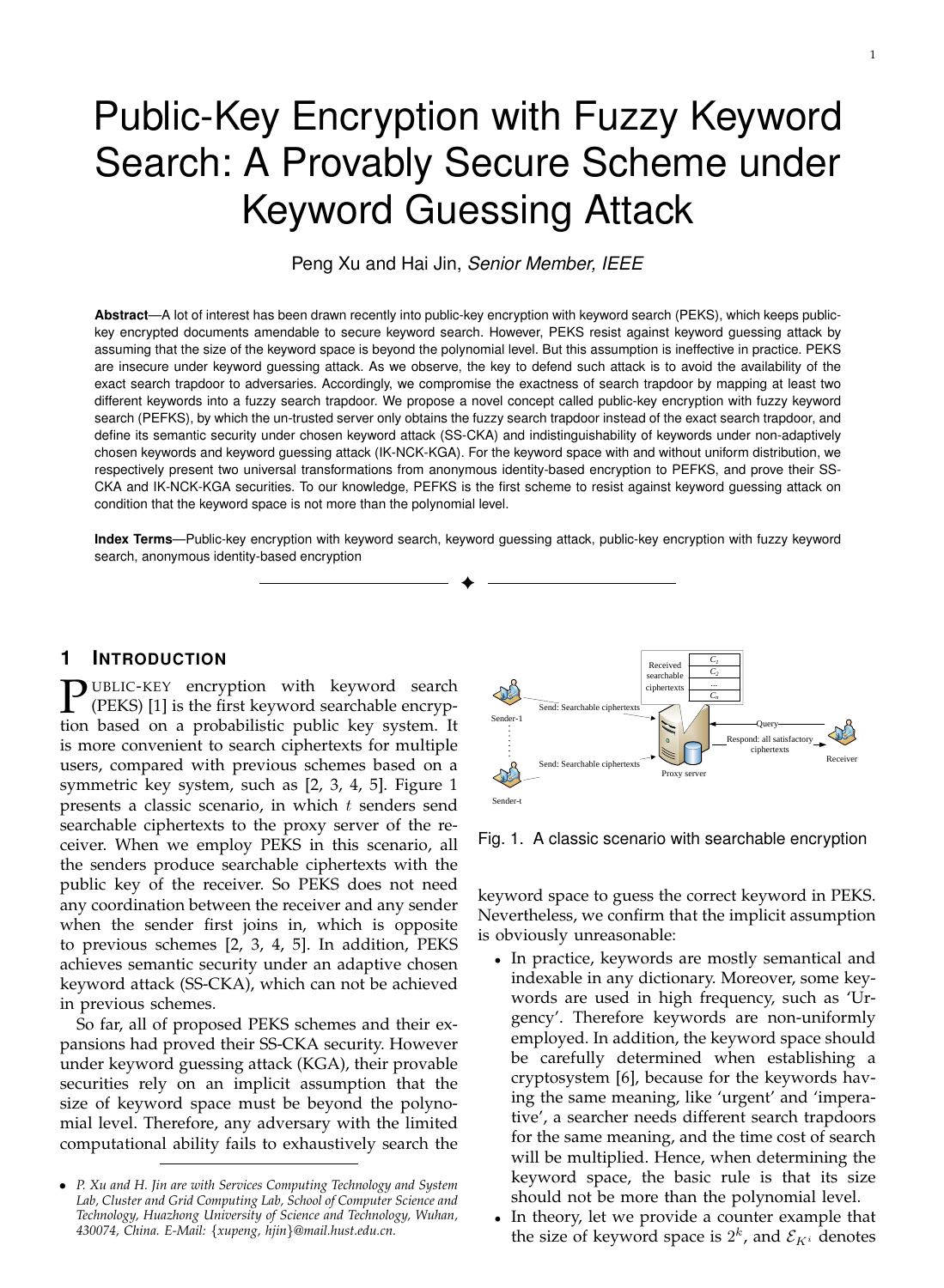# Public-Key Encryption with Fuzzy Keyword Search: A Provably Secure Scheme under Keyword Guessing Attack

Peng Xu and Hai Jin, *Senior Member, IEEE*

**Abstract**—A lot of interest has been drawn recently into public-key encryption with keyword search (PEKS), which keeps public-key encrypted documents amendable to secure keyword search. However, PEKS resist against keyword guessing attack by assuming that the size of the keyword space is beyond the polynomial level. But this assumption is ineffective in practice. PEKS are insecure under keyword guessing attack. As we observe, the key to defend such attack is to avoid the availability of the exact search trapdoor to adversaries. Accordingly, we compromise the exactness of search trapdoor by mapping at least two different keywords into a fuzzy search trapdoor. We propose a novel concept called public-key encryption with fuzzy keyword search (PEFKS), by which the un-trusted server only obtains the fuzzy search trapdoor instead of the exact search trapdoor, and define its semantic security under chosen keyword attack (SS-CKA) and indistinguishability of keywords under non-adaptively chosen keywords and keyword guessing attack (IK-NCK-KGA). For the keyword space with and without uniform distribution, we respectively present two universal transformations from anonymous identity-based encryption to PEFKS, and prove their SS-CKA and IK-NCK-KGA securities. To our knowledge, PEFKS is the first scheme to resist against keyword guessing attack on condition that the keyword space is not more than the polynomial level.

**Index Terms**—Public-key encryption with keyword search, keyword guessing attack, public-key encryption with fuzzy keyword search, anonymous identity-based encryption

## 1 Introduction

Public-key encryption with keyword search (PEKS) [1] is the first keyword searchable encryption based on a probabilistic public key system. It is more convenient to search ciphertexts for multiple users, compared with previous schemes based on a symmetric key system, such as [2, 3, 4, 5]. Figure 1 presents a classic scenario, in which $t$ senders send searchable ciphertexts to the proxy server of the receiver. When we employ PEKS in this scenario, all the senders produce searchable ciphertexts with the public key of the receiver. So PEKS does not need any coordination between the receiver and any sender when the sender first joins in, which is opposite to previous schemes [2, 3, 4, 5]. In addition, PEKS achieves semantic security under an adaptive chosen keyword attack (SS-CKA), which can not be achieved in previous schemes.

Fig. 1. A classic scenario with searchable encryption

So far, all of proposed PEKS schemes and their expansions had proved their SS-CKA security. However under keyword guessing attack (KGA), their provable securities rely on an implicit assumption that the size of keyword space must be beyond the polynomial level. Therefore, any adversary with the limited computational ability fails to exhaustively search the keyword space to guess the correct keyword in PEKS. Nevertheless, we confirm that the implicit assumption is obviously unreasonable:

- In practice, keywords are mostly semantical and indexable in any dictionary. Moreover, some keywords are used in high frequency, such as 'Urgency'. Therefore keywords are non-uniformly employed. In addition, the keyword space should be carefully determined when establishing a cryptosystem [6], because for the keywords having the same meaning, like 'urgent' and 'imperative', a searcher needs different search trapdoors for the same meaning, and the time cost of search will be multiplied. Hence, when determining the keyword space, the basic rule is that its size should not be more than the polynomial level.
- In theory, let we provide a counter example that the size of keyword space is $2^k$, and $\mathcal{E}_{K^i}$ denotes

---

- P. Xu and H. Jin are with Services Computing Technology and System Lab, Cluster and Grid Computing Lab, School of Computer Science and Technology, Huazhong University of Science and Technology, Wuhan, 430074, China. E-Mail: {xupeng, hjin}@mail.hust.edu.cn.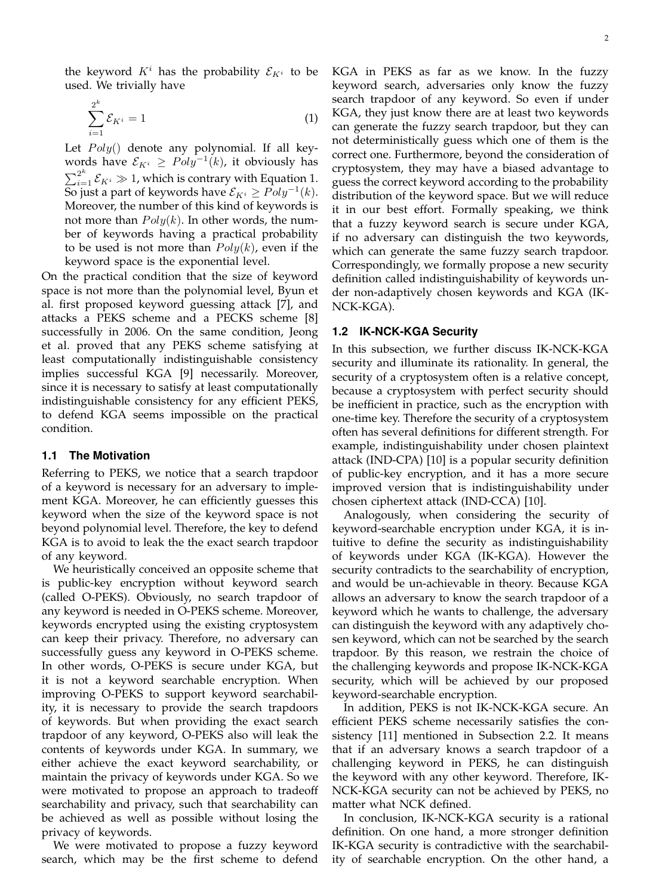the keyword $K^i$ has the probability $\mathcal{E}_{K^i}$ to be used. We trivially have

$$\sum_{i=1}^{2^k} \mathcal{E}_{K^i} = 1 \tag{1}$$

Let $Poly()$ denote any polynomial. If all keywords have $\mathcal{E}_{K^i} \geq Poly^{-1}(k)$, it obviously has $\sum_{i=1}^{2^k} \mathcal{E}_{K^i} \gg 1$, which is contrary with Equation 1. So just a part of keywords have $\mathcal{E}_{K^i} \geq Poly^{-1}(k)$. Moreover, the number of this kind of keywords is not more than $Poly(k)$. In other words, the number of keywords having a practical probability to be used is not more than $Poly(k)$, even if the keyword space is the exponential level.

On the practical condition that the size of keyword space is not more than the polynomial level, Byun et al. first proposed keyword guessing attack [7], and attacks a PEKS scheme and a PECKS scheme [8] successfully in 2006. On the same condition, Jeong et al. proved that any PEKS scheme satisfying at least computationally indistinguishable consistency implies successful KGA [9] necessarily. Moreover, since it is necessary to satisfy at least computationally indistinguishable consistency for any efficient PEKS, to defend KGA seems impossible on the practical condition.

### 1.1 The Motivation

Referring to PEKS, we notice that a search trapdoor of a keyword is necessary for an adversary to implement KGA. Moreover, he can efficiently guesses this keyword when the size of the keyword space is not beyond polynomial level. Therefore, the key to defend KGA is to avoid to leak the the exact search trapdoor of any keyword.

We heuristically conceived an opposite scheme that is public-key encryption without keyword search (called O-PEKS). Obviously, no search trapdoor of any keyword is needed in O-PEKS scheme. Moreover, keywords encrypted using the existing cryptosystem can keep their privacy. Therefore, no adversary can successfully guess any keyword in O-PEKS scheme. In other words, O-PEKS is secure under KGA, but it is not a keyword searchable encryption. When improving O-PEKS to support keyword searchability, it is necessary to provide the search trapdoors of keywords. But when providing the exact search trapdoor of any keyword, O-PEKS also will leak the contents of keywords under KGA. In summary, we either achieve the exact keyword searchability, or maintain the privacy of keywords under KGA. So we were motivated to propose an approach to tradeoff searchability and privacy, such that searchability can be achieved as well as possible without losing the privacy of keywords.

We were motivated to propose a fuzzy keyword search, which may be the first scheme to defend KGA in PEKS as far as we know. In the fuzzy keyword search, adversaries only know the fuzzy search trapdoor of any keyword. So even if under KGA, they just know there are at least two keywords can generate the fuzzy search trapdoor, but they can not deterministically guess which one of them is the correct one. Furthermore, beyond the consideration of cryptosystem, they may have a biased advantage to guess the correct keyword according to the probability distribution of the keyword space. But we will reduce it in our best effort. Formally speaking, we think that a fuzzy keyword search is secure under KGA, if no adversary can distinguish the two keywords, which can generate the same fuzzy search trapdoor. Correspondingly, we formally propose a new security definition called indistinguishability of keywords under non-adaptively chosen keywords and KGA (IK-NCK-KGA).

### 1.2 IK-NCK-KGA Security

In this subsection, we further discuss IK-NCK-KGA security and illuminate its rationality. In general, the security of a cryptosystem often is a relative concept, because a cryptosystem with perfect security should be inefficient in practice, such as the encryption with one-time key. Therefore the security of a cryptosystem often has several definitions for different strength. For example, indistinguishability under chosen plaintext attack (IND-CPA) [10] is a popular security definition of public-key encryption, and it has a more secure improved version that is indistinguishability under chosen ciphertext attack (IND-CCA) [10].

Analogously, when considering the security of keyword-searchable encryption under KGA, it is intuitive to define the security as indistinguishability of keywords under KGA (IK-KGA). However the security contradicts to the searchability of encryption, and would be un-achievable in theory. Because KGA allows an adversary to know the search trapdoor of a keyword which he wants to challenge, the adversary can distinguish the keyword with any adaptively chosen keyword, which can not be searched by the search trapdoor. By this reason, we restrain the choice of the challenging keywords and propose IK-NCK-KGA security, which will be achieved by our proposed keyword-searchable encryption.

In addition, PEKS is not IK-NCK-KGA secure. An efficient PEKS scheme necessarily satisfies the consistency [11] mentioned in Subsection 2.2. It means that if an adversary knows a search trapdoor of a challenging keyword in PEKS, he can distinguish the keyword with any other keyword. Therefore, IK-NCK-KGA security can not be achieved by PEKS, no matter what NCK defined.

In conclusion, IK-NCK-KGA security is a rational definition. On one hand, a more stronger definition IK-KGA security is contradictive with the searchability of searchable encryption. On the other hand, a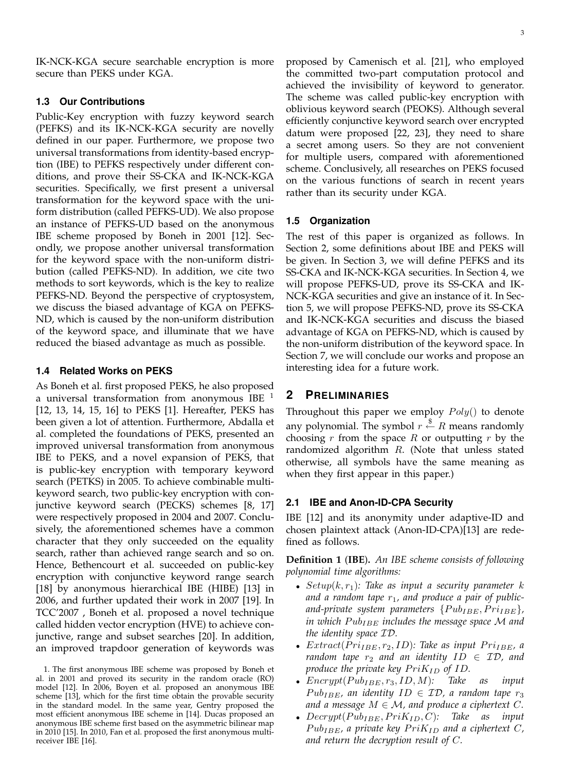IK-NCK-KGA secure searchable encryption is more secure than PEKS under KGA.

### 1.3 Our Contributions

Public-Key encryption with fuzzy keyword search (PEFKS) and its IK-NCK-KGA security are novelly defined in our paper. Furthermore, we propose two universal transformations from identity-based encryption (IBE) to PEFKS respectively under different conditions, and prove their SS-CKA and IK-NCK-KGA securities. Specifically, we first present a universal transformation for the keyword space with the uniform distribution (called PEFKS-UD). We also propose an instance of PEFKS-UD based on the anonymous IBE scheme proposed by Boneh in 2001 [12]. Secondly, we propose another universal transformation for the keyword space with the non-uniform distribution (called PEFKS-ND). In addition, we cite two methods to sort keywords, which is the key to realize PEFKS-ND. Beyond the perspective of cryptosystem, we discuss the biased advantage of KGA on PEFKS-ND, which is caused by the non-uniform distribution of the keyword space, and illuminate that we have reduced the biased advantage as much as possible.

### 1.4 Related Works on PEKS

As Boneh et al. first proposed PEKS, he also proposed a universal transformation from anonymous IBE [1] [12, 13, 14, 15, 16] to PEKS [1]. Hereafter, PEKS has been given a lot of attention. Furthermore, Abdalla et al. completed the foundations of PEKS, presented an improved universal transformation from anonymous IBE to PEKS, and a novel expansion of PEKS, that is public-key encryption with temporary keyword search (PETKS) in 2005. To achieve combinable multi-keyword search, two public-key encryption with conjunctive keyword search (PECKS) schemes [8, 17] were respectively proposed in 2004 and 2007. Conclusively, the aforementioned schemes have a common character that they only succeeded on the equality search, rather than achieved range search and so on. Hence, Bethencourt et al. succeeded on public-key encryption with conjunctive keyword range search [18] by anonymous hierarchical IBE (HIBE) [13] in 2006, and further updated their work in 2007 [19]. In TCC'2007 , Boneh et al. proposed a novel technique called hidden vector encryption (HVE) to achieve conjunctive, range and subset searches [20]. In addition, an improved trapdoor generation of keywords was proposed by Camenisch et al. [21], who employed the committed two-part computation protocol and achieved the invisibility of keyword to generator. The scheme was called public-key encryption with oblivious keyword search (PEOKS). Although several efficiently conjunctive keyword search over encrypted datum were proposed [22, 23], they need to share a secret among users. So they are not convenient for multiple users, compared with aforementioned scheme. Conclusively, all researches on PEKS focused on the various functions of search in recent years rather than its security under KGA.

1. The first anonymous IBE scheme was proposed by Boneh et al. in 2001 and proved its security in the random oracle (RO) model [12]. In 2006, Boyen et al. proposed an anonymous IBE scheme [13], which for the first time obtain the provable security in the standard model. In the same year, Gentry proposed the most efficient anonymous IBE scheme in [14]. Ducas proposed an anonymous IBE scheme first based on the asymmetric bilinear map in 2010 [15]. In 2010, Fan et al. proposed the first anonymous multi-receiver IBE [16].

### 1.5 Organization

The rest of this paper is organized as follows. In Section 2, some definitions about IBE and PEKS will be given. In Section 3, we will define PEFKS and its SS-CKA and IK-NCK-KGA securities. In Section 4, we will propose PEFKS-UD, prove its SS-CKA and IK-NCK-KGA securities and give an instance of it. In Section 5, we will propose PEFKS-ND, prove its SS-CKA and IK-NCK-KGA securities and discuss the biased advantage of KGA on PEFKS-ND, which is caused by the non-uniform distribution of the keyword space. In Section 7, we will conclude our works and propose an interesting idea for a future work.

## 2 Preliminaries

Throughout this paper we employ $Poly()$ to denote any polynomial. The symbol $r \xleftarrow{\$} R$ means randomly choosing $r$ from the space $R$ or outputting $r$ by the randomized algorithm $R$. (Note that unless stated otherwise, all symbols have the same meaning as when they first appear in this paper.)

### 2.1 IBE and Anon-ID-CPA Security

IBE [12] and its anonymity under adaptive-ID and chosen plaintext attack (Anon-ID-CPA)[13] are redefined as follows.

**Definition 1 (IBE).** *An IBE scheme consists of following polynomial time algorithms:*

- $Setup(k, r_1)$: *Take as input a security parameter $k$ and a random tape $r_1$, and produce a pair of public-and-private system parameters $\{Pub_{IBE}, Pri_{IBE}\}$, in which $Pub_{IBE}$ includes the message space $\mathcal{M}$ and the identity space $\mathcal{ID}$.*
- $Extract(Pri_{IBE}, r_2, ID)$: *Take as input $Pri_{IBE}$, a random tape $r_2$ and an identity $ID \in \mathcal{ID}$, and produce the private key $PriK_{ID}$ of $ID$.*
- $Encrypt(Pub_{IBE}, r_3, ID, M)$: *Take as input $Pub_{IBE}$, an identity $ID \in \mathcal{ID}$, a random tape $r_3$ and a message $M \in \mathcal{M}$, and produce a ciphertext $C$.*
- $Decrypt(Pub_{IBE}, PriK_{ID}, C)$: *Take as input $Pub_{IBE}$, a private key $PriK_{ID}$ and a ciphertext $C$, and return the decryption result of $C$.*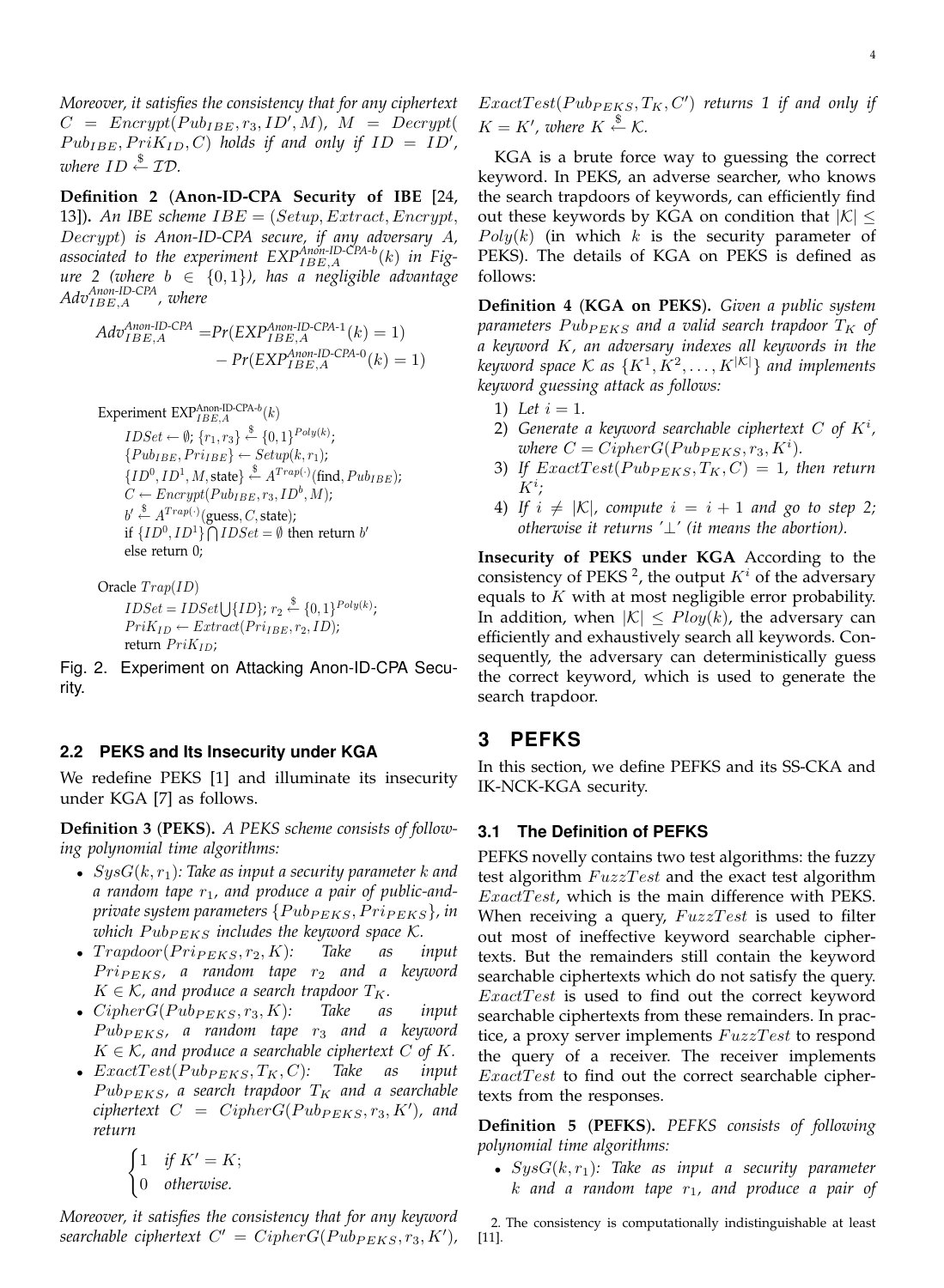*Moreover, it satisfies the consistency that for any ciphertext* $C = Encrypt(Pub_{IBE}, r_3, ID', M)$, $M = Decrypt(Pub_{IBE}, PriK_{ID}, C)$ *holds if and only if* $ID = ID'$, *where* $ID \xleftarrow{\$} \mathcal{ID}$.

**Definition 2** (**Anon-ID-CPA Security of IBE** [24, 13]). *An IBE scheme* $IBE = (Setup, Extract, Encrypt, Decrypt)$ *is Anon-ID-CPA secure, if any adversary* $A$, *associated to the experiment* $EXP^{\text{Anon-ID-CPA-}b}_{IBE,A}(k)$ *in Figure 2 (where* $b \in \{0,1\}$*), has a negligible advantage* $Adv^{\text{Anon-ID-CPA}}_{IBE,A}$, *where*

$$Adv^{\text{Anon-ID-CPA}}_{IBE,A} = Pr(EXP^{\text{Anon-ID-CPA-1}}_{IBE,A}(k) = 1) - Pr(EXP^{\text{Anon-ID-CPA-0}}_{IBE,A}(k) = 1)$$

Experiment $\text{EXP}^{\text{Anon-ID-CPA-}b}_{IBE,A}(k)$
- $IDSet \leftarrow \emptyset$; $\{r_1, r_3\} \xleftarrow{\$} \{0,1\}^{Poly(k)}$;
- $\{Pub_{IBE}, Pri_{IBE}\} \leftarrow Setup(k, r_1)$;
- $\{ID^0, ID^1, M, \text{state}\} \xleftarrow{\$} A^{Trap(\cdot)}(\text{find}, Pub_{IBE})$;
- $C \leftarrow Encrypt(Pub_{IBE}, r_3, ID^b, M)$;
- $b' \xleftarrow{\$} A^{Trap(\cdot)}(\text{guess}, C, \text{state})$;
- if $\{ID^0, ID^1\} \bigcap IDSet = \emptyset$ then return $b'$
- else return 0;

Oracle $Trap(ID)$
- $IDSet = IDSet \bigcup \{ID\}$; $r_2 \xleftarrow{\$} \{0,1\}^{Poly(k)}$;
- $PriK_{ID} \leftarrow Extract(Pri_{IBE}, r_2, ID)$;
- return $PriK_{ID}$;

Fig. 2. Experiment on Attacking Anon-ID-CPA Security.

### 2.2 PEKS and Its Insecurity under KGA

We redefine PEKS [1] and illuminate its insecurity under KGA [7] as follows.

**Definition 3** (**PEKS**). *A PEKS scheme consists of following polynomial time algorithms:*

- $SysG(k, r_1)$: *Take as input a security parameter* $k$ *and a random tape* $r_1$, *and produce a pair of public-and-private system parameters* $\{Pub_{PEKS}, Pri_{PEKS}\}$, *in which* $Pub_{PEKS}$ *includes the keyword space* $\mathcal{K}$.
- $Trapdoor(Pri_{PEKS}, r_2, K)$: *Take as input* $Pri_{PEKS}$, *a random tape* $r_2$ *and a keyword* $K \in \mathcal{K}$, *and produce a search trapdoor* $T_K$.
- $CipherG(Pub_{PEKS}, r_3, K)$: *Take as input* $Pub_{PEKS}$, *a random tape* $r_3$ *and a keyword* $K \in \mathcal{K}$, *and produce a searchable ciphertext* $C$ *of* $K$.
- $ExactTest(Pub_{PEKS}, T_K, C)$: *Take as input* $Pub_{PEKS}$, *a search trapdoor* $T_K$ *and a searchable ciphertext* $C = CipherG(Pub_{PEKS}, r_3, K')$, *and return*

$$\begin{cases} 1 & \text{if } K' = K; \\ 0 & \text{otherwise.} \end{cases}$$

*Moreover, it satisfies the consistency that for any keyword searchable ciphertext* $C' = CipherG(Pub_{PEKS}, r_3, K')$, $ExactTest(Pub_{PEKS}, T_K, C')$ *returns 1 if and only if* $K = K'$, *where* $K \xleftarrow{\$} \mathcal{K}$.

KGA is a brute force way to guessing the correct keyword. In PEKS, an adverse searcher, who knows the search trapdoors of keywords, can efficiently find out these keywords by KGA on condition that $|\mathcal{K}| \le Poly(k)$ (in which $k$ is the security parameter of PEKS). The details of KGA on PEKS is defined as follows:

**Definition 4** (**KGA on PEKS**). *Given a public system parameters* $Pub_{PEKS}$ *and a valid search trapdoor* $T_K$ *of a keyword* $K$, *an adversary indexes all keywords in the keyword space* $\mathcal{K}$ *as* $\{K^1, K^2, \ldots, K^{|\mathcal{K}|}\}$ *and implements keyword guessing attack as follows:*

1) *Let* $i = 1$.
2) *Generate a keyword searchable ciphertext* $C$ *of* $K^i$, *where* $C = CipherG(Pub_{PEKS}, r_3, K^i)$.
3) *If* $ExactTest(Pub_{PEKS}, T_K, C) = 1$, *then return* $K^i$;
4) *If* $i \ne |\mathcal{K}|$, *compute* $i = i + 1$ *and go to step 2; otherwise it returns '*$\perp$*' (it means the abortion).*

**Insecurity of PEKS under KGA** According to the consistency of PEKS [2], the output $K^i$ of the adversary equals to $K$ with at most negligible error probability. In addition, when $|\mathcal{K}| \le Ploy(k)$, the adversary can efficiently and exhaustively search all keywords. Consequently, the adversary can deterministically guess the correct keyword, which is used to generate the search trapdoor.

## 3 PEFKS

In this section, we define PEFKS and its SS-CKA and IK-NCK-KGA security.

### 3.1 The Definition of PEFKS

PEFKS novelly contains two test algorithms: the fuzzy test algorithm $FuzzTest$ and the exact test algorithm $ExactTest$, which is the main difference with PEKS. When receiving a query, $FuzzTest$ is used to filter out most of ineffective keyword searchable ciphertexts. But the remainders still contain the keyword searchable ciphertexts which do not satisfy the query. $ExactTest$ is used to find out the correct keyword searchable ciphertexts from these remainders. In practice, a proxy server implements $FuzzTest$ to respond the query of a receiver. The receiver implements $ExactTest$ to find out the correct searchable ciphertexts from the responses.

**Definition 5** (**PEFKS**). *PEFKS consists of following polynomial time algorithms:*

- $SysG(k, r_1)$: *Take as input a security parameter* $k$ *and a random tape* $r_1$, *and produce a pair of*

[2]. The consistency is computationally indistinguishable at least [11].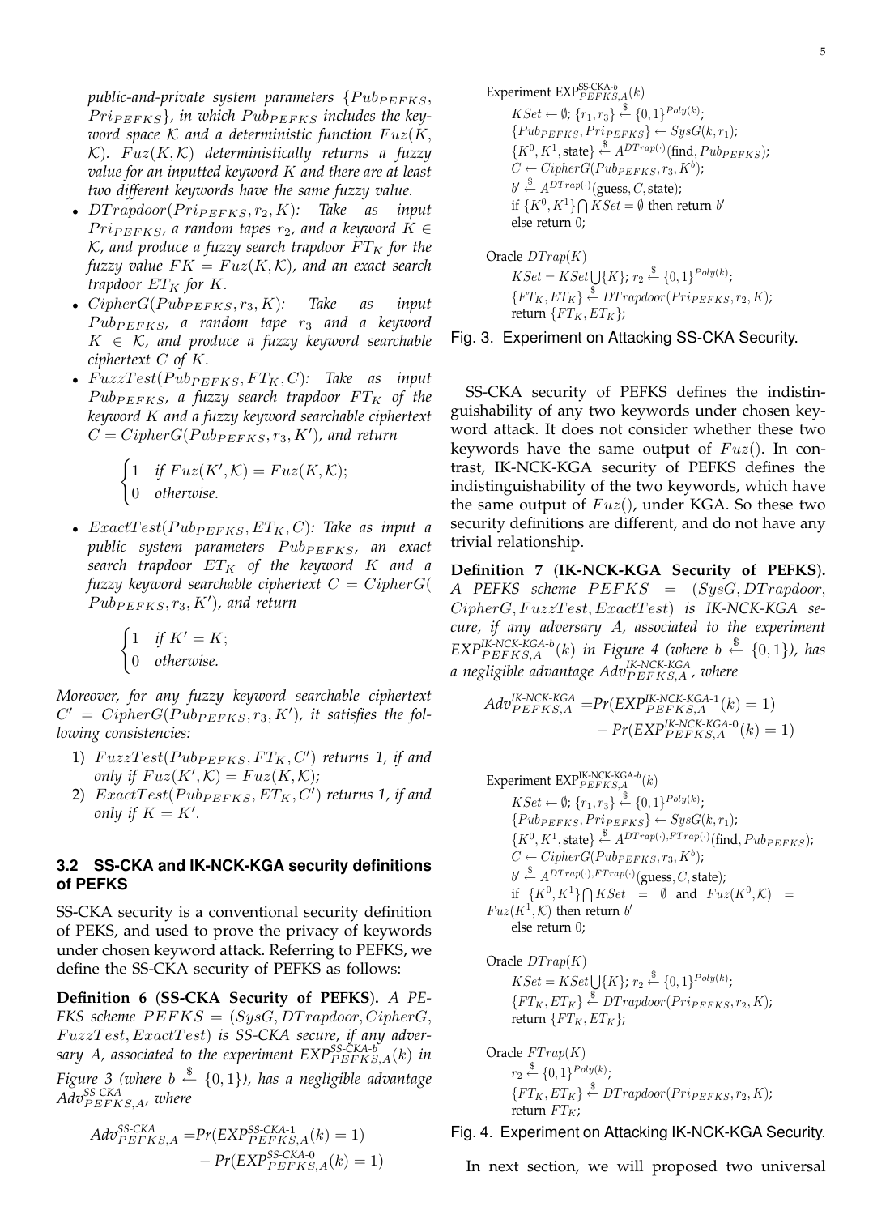*public-and-private system parameters* $\{Pub_{PEFKS}, Pri_{PEFKS}\}$*, in which* $Pub_{PEFKS}$ *includes the keyword space* $\mathcal{K}$ *and a deterministic function* $Fuz(K, \mathcal{K})$*.* $Fuz(K, \mathcal{K})$ *deterministically returns a fuzzy value for an inputted keyword* $K$ *and there are at least two different keywords have the same fuzzy value.*

- $DTrapdoor(Pri_{PEFKS}, r_2, K)$*: Take as input* $Pri_{PEFKS}$*, a random tapes* $r_2$*, and a keyword* $K \in \mathcal{K}$*, and produce a fuzzy search trapdoor* $FT_K$ *for the fuzzy value* $FK = Fuz(K, \mathcal{K})$*, and an exact search trapdoor* $ET_K$ *for* $K$*.*
- $CipherG(Pub_{PEFKS}, r_3, K)$*: Take as input* $Pub_{PEFKS}$*, a random tape* $r_3$ *and a keyword* $K \in \mathcal{K}$*, and produce a fuzzy keyword searchable ciphertext* $C$ *of* $K$*.*
- $FuzzTest(Pub_{PEFKS}, FT_K, C)$*: Take as input* $Pub_{PEFKS}$*, a fuzzy search trapdoor* $FT_K$ *of the keyword* $K$ *and a fuzzy keyword searchable ciphertext* $C = CipherG(Pub_{PEFKS}, r_3, K')$*, and return*

$$\begin{cases} 1 & \text{if } Fuz(K', \mathcal{K}) = Fuz(K, \mathcal{K}); \\ 0 & \text{otherwise.} \end{cases}$$

- $ExactTest(Pub_{PEFKS}, ET_K, C)$*: Take as input a public system parameters* $Pub_{PEFKS}$*, an exact search trapdoor* $ET_K$ *of the keyword* $K$ *and a fuzzy keyword searchable ciphertext* $C = CipherG(Pub_{PEFKS}, r_3, K')$*, and return*

$$\begin{cases} 1 & \text{if } K' = K; \\ 0 & \text{otherwise.} \end{cases}$$

*Moreover, for any fuzzy keyword searchable ciphertext* $C' = CipherG(Pub_{PEFKS}, r_3, K')$*, it satisfies the following consistencies:*

1) $FuzzTest(Pub_{PEFKS}, FT_K, C')$ *returns 1, if and only if* $Fuz(K', \mathcal{K}) = Fuz(K, \mathcal{K})$*;*
2) $ExactTest(Pub_{PEFKS}, ET_K, C')$ *returns 1, if and only if* $K = K'$*.*

### 3.2 SS-CKA and IK-NCK-KGA security definitions of PEFKS

SS-CKA security is a conventional security definition of PEKS, and used to prove the privacy of keywords under chosen keyword attack. Referring to PEFKS, we define the SS-CKA security of PEFKS as follows:

**Definition 6 (SS-CKA Security of PEFKS).** *A PEFKS scheme* $PEFKS = (SysG, DTrapdoor, CipherG, FuzzTest, ExactTest)$ *is SS-CKA secure, if any adversary* $A$*, associated to the experiment* $EXP^{SS\text{-}CKA\text{-}b}_{PEFKS,A}(k)$ *in Figure 3 (where* $b \xleftarrow{\$} \{0,1\}$*), has a negligible advantage* $Adv^{SS\text{-}CKA}_{PEFKS,A}$*, where*

$$Adv^{SS\text{-}CKA}_{PEFKS,A} = Pr(EXP^{SS\text{-}CKA\text{-}1}_{PEFKS,A}(k) = 1) - Pr(EXP^{SS\text{-}CKA\text{-}0}_{PEFKS,A}(k) = 1)$$

Experiment $\text{EXP}^{\text{SS-CKA-}b}_{PEFKS,A}(k)$
  $KSet \leftarrow \emptyset$; $\{r_1, r_3\} \xleftarrow{\$} \{0,1\}^{Poly(k)}$;
  $\{Pub_{PEFKS}, Pri_{PEFKS}\} \leftarrow SysG(k, r_1)$;
  $\{K^0, K^1, \text{state}\} \xleftarrow{\$} A^{DTrap(\cdot)}(\text{find}, Pub_{PEFKS})$;
  $C \leftarrow CipherG(Pub_{PEFKS}, r_3, K^b)$;
  $b' \xleftarrow{\$} A^{DTrap(\cdot)}(\text{guess}, C, \text{state})$;
  if $\{K^0, K^1\} \bigcap KSet = \emptyset$ then return $b'$
  else return 0;

Oracle $DTrap(K)$
  $KSet = KSet \bigcup \{K\}$; $r_2 \xleftarrow{\$} \{0,1\}^{Poly(k)}$;
  $\{FT_K, ET_K\} \xleftarrow{\$} DTrapdoor(Pri_{PEFKS}, r_2, K)$;
  return $\{FT_K, ET_K\}$;

Fig. 3. Experiment on Attacking SS-CKA Security.

SS-CKA security of PEFKS defines the indistinguishability of any two keywords under chosen keyword attack. It does not consider whether these two keywords have the same output of $Fuz()$. In contrast, IK-NCK-KGA security of PEFKS defines the indistinguishability of the two keywords, which have the same output of $Fuz()$, under KGA. So these two security definitions are different, and do not have any trivial relationship.

**Definition 7 (IK-NCK-KGA Security of PEFKS).** *A PEFKS scheme* $PEFKS = (SysG, DTrapdoor, CipherG, FuzzTest, ExactTest)$ *is IK-NCK-KGA secure, if any adversary* $A$*, associated to the experiment* $EXP^{IK\text{-}NCK\text{-}KGA\text{-}b}_{PEFKS,A}(k)$ *in Figure 4 (where* $b \xleftarrow{\$} \{0,1\}$*), has a negligible advantage* $Adv^{IK\text{-}NCK\text{-}KGA}_{PEFKS,A}$*, where*

$$Adv^{IK\text{-}NCK\text{-}KGA}_{PEFKS,A} = Pr(EXP^{IK\text{-}NCK\text{-}KGA\text{-}1}_{PEFKS,A}(k) = 1) - Pr(EXP^{IK\text{-}NCK\text{-}KGA\text{-}0}_{PEFKS,A}(k) = 1)$$

Experiment $\text{EXP}^{\text{IK-NCK-KGA-}b}_{PEFKS,A}(k)$
  $KSet \leftarrow \emptyset$; $\{r_1, r_3\} \xleftarrow{\$} \{0,1\}^{Poly(k)}$;
  $\{Pub_{PEFKS}, Pri_{PEFKS}\} \leftarrow SysG(k, r_1)$;
  $\{K^0, K^1, \text{state}\} \xleftarrow{\$} A^{DTrap(\cdot), FTrap(\cdot)}(\text{find}, Pub_{PEFKS})$;
  $C \leftarrow CipherG(Pub_{PEFKS}, r_3, K^b)$;
  $b' \xleftarrow{\$} A^{DTrap(\cdot), FTrap(\cdot)}(\text{guess}, C, \text{state})$;
  if $\{K^0, K^1\} \bigcap KSet = \emptyset$ and $Fuz(K^0, \mathcal{K}) = Fuz(K^1, \mathcal{K})$ then return $b'$
  else return 0;

Oracle $DTrap(K)$
  $KSet = KSet \bigcup \{K\}$; $r_2 \xleftarrow{\$} \{0,1\}^{Poly(k)}$;
  $\{FT_K, ET_K\} \xleftarrow{\$} DTrapdoor(Pri_{PEFKS}, r_2, K)$;
  return $\{FT_K, ET_K\}$;

Oracle $FTrap(K)$
  $r_2 \xleftarrow{\$} \{0,1\}^{Poly(k)}$;
  $\{FT_K, ET_K\} \xleftarrow{\$} DTrapdoor(Pri_{PEFKS}, r_2, K)$;
  return $FT_K$;

Fig. 4. Experiment on Attacking IK-NCK-KGA Security.

In next section, we will proposed two universal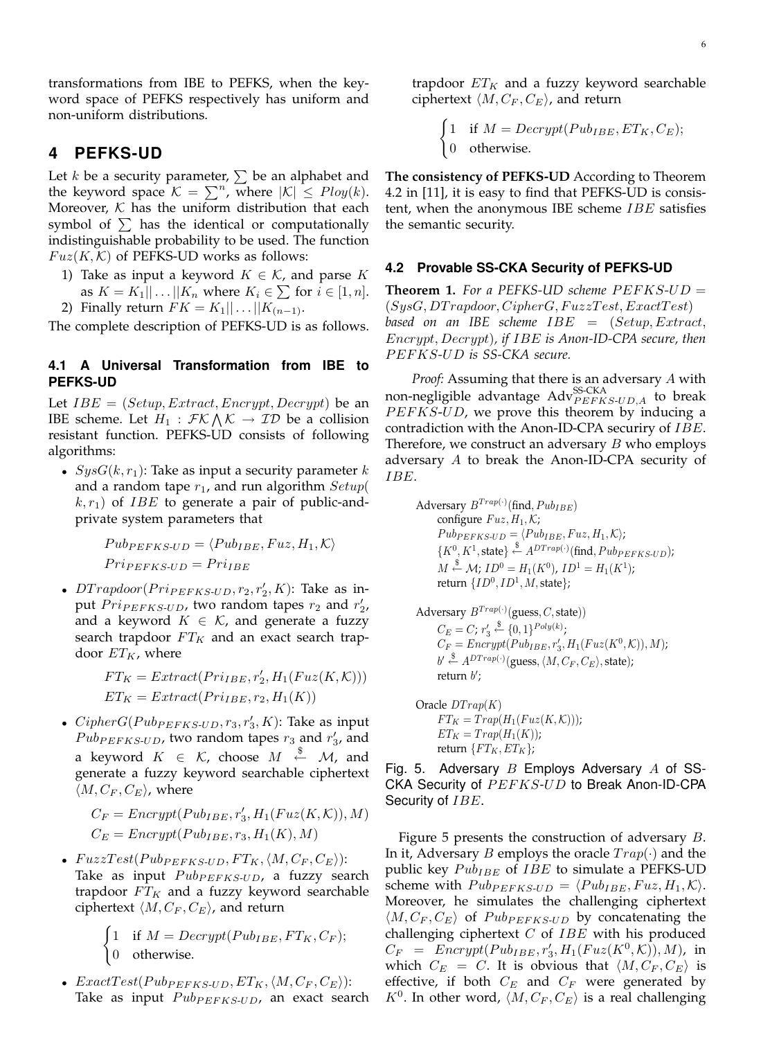transformations from IBE to PEFKS, when the keyword space of PEFKS respectively has uniform and non-uniform distributions.

# 4 PEFKS-UD

Let $k$ be a security parameter, $\sum$ be an alphabet and the keyword space $\mathcal{K} = \sum^n$, where $|\mathcal{K}| \leq Ploy(k)$. Moreover, $\mathcal{K}$ has the uniform distribution that each symbol of $\sum$ has the identical or computationally indistinguishable probability to be used. The function $Fuz(K, \mathcal{K})$ of PEFKS-UD works as follows:

1) Take as input a keyword $K \in \mathcal{K}$, and parse $K$ as $K = K_1||\dots||K_n$ where $K_i \in \sum$ for $i \in [1, n]$.
2) Finally return $FK = K_1||\dots||K_{(n-1)}$.

The complete description of PEFKS-UD is as follows.

## 4.1 A Universal Transformation from IBE to PEFKS-UD

Let $IBE = (Setup, Extract, Encrypt, Decrypt)$ be an IBE scheme. Let $H_1 : \mathcal{FK} \bigwedge \mathcal{K} \to \mathcal{ID}$ be a collision resistant function. PEFKS-UD consists of following algorithms:

- $SysG(k, r_1)$: Take as input a security parameter $k$ and a random tape $r_1$, and run algorithm $Setup(k, r_1)$ of $IBE$ to generate a pair of public-and-private system parameters that

$$Pub_{PEFKS\text{-}UD} = \langle Pub_{IBE}, Fuz, H_1, \mathcal{K} \rangle$$
$$Pri_{PEFKS\text{-}UD} = Pri_{IBE}$$

- $DTrapdoor(Pri_{PEFKS\text{-}UD}, r_2, r_2', K)$: Take as input $Pri_{PEFKS\text{-}UD}$, two random tapes $r_2$ and $r_2'$, and a keyword $K \in \mathcal{K}$, and generate a fuzzy search trapdoor $FT_K$ and an exact search trapdoor $ET_K$, where

$$FT_K = Extract(Pri_{IBE}, r_2', H_1(Fuz(K, \mathcal{K})))$$
$$ET_K = Extract(Pri_{IBE}, r_2, H_1(K))$$

- $CipherG(Pub_{PEFKS\text{-}UD}, r_3, r_3', K)$: Take as input $Pub_{PEFKS\text{-}UD}$, two random tapes $r_3$ and $r_3'$, and a keyword $K \in \mathcal{K}$, choose $M \xleftarrow{\$} \mathcal{M}$, and generate a fuzzy keyword searchable ciphertext $\langle M, C_F, C_E \rangle$, where

$$C_F = Encrypt(Pub_{IBE}, r_3', H_1(Fuz(K, \mathcal{K})), M)$$
$$C_E = Encrypt(Pub_{IBE}, r_3, H_1(K), M)$$

- $FuzzTest(Pub_{PEFKS\text{-}UD}, FT_K, \langle M, C_F, C_E \rangle)$: Take as input $Pub_{PEFKS\text{-}UD}$, a fuzzy search trapdoor $FT_K$ and a fuzzy keyword searchable ciphertext $\langle M, C_F, C_E \rangle$, and return

$$\begin{cases} 1 & \text{if } M = Decrypt(Pub_{IBE}, FT_K, C_F); \\ 0 & \text{otherwise.} \end{cases}$$

- $ExactTest(Pub_{PEFKS\text{-}UD}, ET_K, \langle M, C_F, C_E \rangle)$: Take as input $Pub_{PEFKS\text{-}UD}$, an exact search trapdoor $ET_K$ and a fuzzy keyword searchable ciphertext $\langle M, C_F, C_E \rangle$, and return

$$\begin{cases} 1 & \text{if } M = Decrypt(Pub_{IBE}, ET_K, C_E); \\ 0 & \text{otherwise.} \end{cases}$$

**The consistency of PEFKS-UD** According to Theorem 4.2 in [11], it is easy to find that PEFKS-UD is consistent, when the anonymous IBE scheme $IBE$ satisfies the semantic security.

## 4.2 Provable SS-CKA Security of PEFKS-UD

**Theorem 1.** *For a PEFKS-UD scheme $PEFKS\text{-}UD = (SysG, DTrapdoor, CipherG, FuzzTest, ExactTest)$ based on an IBE scheme $IBE = (Setup, Extract, Encrypt, Decrypt)$, if $IBE$ is Anon-ID-CPA secure, then $PEFKS\text{-}UD$ is SS-CKA secure.*

*Proof:* Assuming that there is an adversary $A$ with non-negligible advantage $\text{Adv}^{\text{SS-CKA}}_{PEFKS\text{-}UD,A}$ to break $PEFKS\text{-}UD$, we prove this theorem by inducing a contradiction with the Anon-ID-CPA securiry of $IBE$. Therefore, we construct an adversary $B$ who employs adversary $A$ to break the Anon-ID-CPA security of $IBE$.

```
Adversary B^{Trap(·)}(find, Pub_IBE)
    configure Fuz, H_1, K;
    Pub_PEFKS-UD = <Pub_IBE, Fuz, H_1, K>;
    {K^0, K^1, state} <-$ A^{DTrap(·)}(find, Pub_PEFKS-UD);
    M <-$ M; ID^0 = H_1(K^0), ID^1 = H_1(K^1);
    return {ID^0, ID^1, M, state};

Adversary B^{Trap(·)}(guess, C, state))
    C_E = C; r'_3 <-$ {0,1}^{Poly(k)};
    C_F = Encrypt(Pub_IBE, r'_3, H_1(Fuz(K^0, K)), M);
    b' <-$ A^{DTrap(·)}(guess, <M, C_F, C_E>, state);
    return b';

Oracle DTrap(K)
    FT_K = Trap(H_1(Fuz(K, K)));
    ET_K = Trap(H_1(K));
    return {FT_K, ET_K};
```

Fig. 5. Adversary $B$ Employs Adversary $A$ of SS-CKA Security of $PEFKS\text{-}UD$ to Break Anon-ID-CPA Security of $IBE$.

Figure 5 presents the construction of adversary $B$. In it, Adversary $B$ employs the oracle $Trap(\cdot)$ and the public key $Pub_{IBE}$ of $IBE$ to simulate a PEFKS-UD scheme with $Pub_{PEFKS\text{-}UD} = \langle Pub_{IBE}, Fuz, H_1, \mathcal{K} \rangle$. Moreover, he simulates the challenging ciphertext $\langle M, C_F, C_E \rangle$ of $Pub_{PEFKS\text{-}UD}$ by concatenating the challenging ciphertext $C$ of $IBE$ with his produced $C_F = Encrypt(Pub_{IBE}, r_3', H_1(Fuz(K^0, \mathcal{K})), M)$, in which $C_E = C$. It is obvious that $\langle M, C_F, C_E \rangle$ is effective, if both $C_E$ and $C_F$ were generated by $K^0$. In other word, $\langle M, C_F, C_E \rangle$ is a real challenging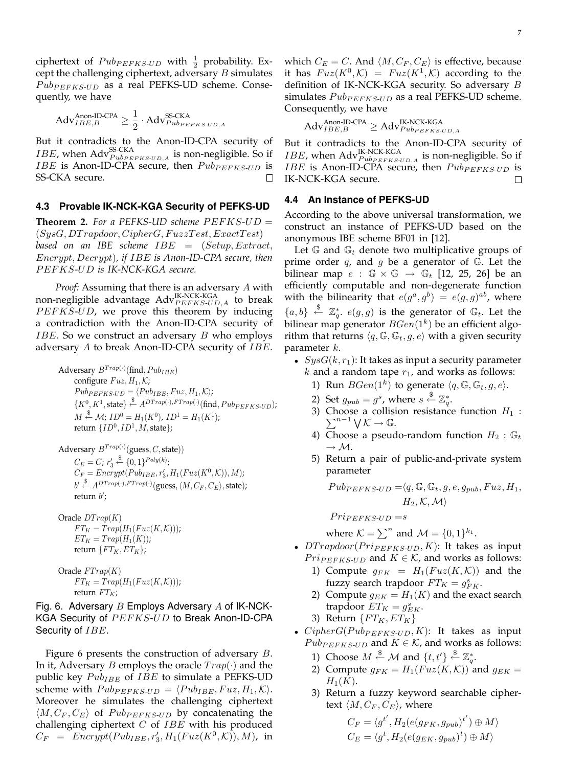ciphertext of $Pub_{PEFKS\text{-}UD}$ with $\frac{1}{2}$ probability. Except the challenging ciphertext, adversary $B$ simulates $Pub_{PEFKS\text{-}UD}$ as a real PEFKS-UD scheme. Consequently, we have

$$\mathrm{Adv}_{IBE,B}^{\text{Anon-ID-CPA}} \geq \frac{1}{2} \cdot \mathrm{Adv}_{Pub_{PEFKS\text{-}UD},A}^{\text{SS-CKA}}$$

But it contradicts to the Anon-ID-CPA security of $IBE$, when $\mathrm{Adv}_{Pub_{PEFKS\text{-}UD},A}^{\text{SS-CKA}}$ is non-negligible. So if $IBE$ is Anon-ID-CPA secure, then $Pub_{PEFKS\text{-}UD}$ is SS-CKA secure. □

### 4.3 Provable IK-NCK-KGA Security of PEFKS-UD

**Theorem 2.** *For a PEFKS-UD scheme $PEFKS\text{-}UD = (SysG, DTrapdoor, CipherG, FuzzTest, ExactTest)$ based on an IBE scheme $IBE = (Setup, Extract, Encrypt, Decrypt)$, if $IBE$ is Anon-ID-CPA secure, then $PEFKS\text{-}UD$ is IK-NCK-KGA secure.*

*Proof:* Assuming that there is an adversary $A$ with non-negligible advantage $\mathrm{Adv}_{PEFKS\text{-}UD,A}^{\text{IK-NCK-KGA}}$ to break $PEFKS\text{-}UD$, we prove this theorem by inducing a contradiction with the Anon-ID-CPA security of $IBE$. So we construct an adversary $B$ who employs adversary $A$ to break Anon-ID-CPA security of $IBE$.

Adversary $B^{Trap(\cdot)}(\text{find}, Pub_{IBE})$
  configure $Fuz, H_1, \mathcal{K}$;
  $Pub_{PEFKS\text{-}UD} = \langle Pub_{IBE}, Fuz, H_1, \mathcal{K}\rangle$;
  $\{K^0, K^1, \text{state}\} \xleftarrow{\$} A^{DTrap(\cdot), FTrap(\cdot)}(\text{find}, Pub_{PEFKS\text{-}UD})$;
  $M \xleftarrow{\$} \mathcal{M}$; $ID^0 = H_1(K^0)$, $ID^1 = H_1(K^1)$;
  return $\{ID^0, ID^1, M, \text{state}\}$;

Adversary $B^{Trap(\cdot)}(\text{guess}, C, \text{state})$)
  $C_E = C$; $r_3' \xleftarrow{\$} \{0,1\}^{Poly(k)}$;
  $C_F = Encrypt(Pub_{IBE}, r_3', H_1(Fuz(K^0, \mathcal{K})), M)$;
  $b' \xleftarrow{\$} A^{DTrap(\cdot), FTrap(\cdot)}(\text{guess}, \langle M, C_F, C_E\rangle, \text{state})$;
  return $b'$;

Oracle $DTrap(K)$
  $FT_K = Trap(H_1(Fuz(K, \mathcal{K})))$;
  $ET_K = Trap(H_1(K))$;
  return $\{FT_K, ET_K\}$;

Oracle $FTrap(K)$
  $FT_K = Trap(H_1(Fuz(K, \mathcal{K})))$;
  return $FT_K$;

Fig. 6. Adversary $B$ Employs Adversary $A$ of IK-NCK-KGA Security of $PEFKS\text{-}UD$ to Break Anon-ID-CPA Security of $IBE$.

Figure 6 presents the construction of adversary $B$. In it, Adversary $B$ employs the oracle $Trap(\cdot)$ and the public key $Pub_{IBE}$ of $IBE$ to simulate a PEFKS-UD scheme with $Pub_{PEFKS\text{-}UD} = \langle Pub_{IBE}, Fuz, H_1, \mathcal{K}\rangle$. Moreover he simulates the challenging ciphertext $\langle M, C_F, C_E\rangle$ of $Pub_{PEFKS\text{-}UD}$ by concatenating the challenging ciphertext $C$ of $IBE$ with his produced $C_F = Encrypt(Pub_{IBE}, r_3', H_1(Fuz(K^0, \mathcal{K})), M)$, in which $C_E = C$. And $\langle M, C_F, C_E\rangle$ is effective, because it has $Fuz(K^0, \mathcal{K}) = Fuz(K^1, \mathcal{K})$ according to the definition of IK-NCK-KGA security. So adversary $B$ simulates $Pub_{PEFKS\text{-}UD}$ as a real PEFKS-UD scheme. Consequently, we have

$$\mathrm{Adv}_{IBE,B}^{\text{Anon-ID-CPA}} \geq \mathrm{Adv}_{Pub_{PEFKS\text{-}UD},A}^{\text{IK-NCK-KGA}}$$

But it contradicts to the Anon-ID-CPA security of $IBE$, when $\mathrm{Adv}_{Pub_{PEFKS\text{-}UD},A}^{\text{IK-NCK-KGA}}$ is non-negligible. So if $IBE$ is Anon-ID-CPA secure, then $Pub_{PEFKS\text{-}UD}$ is IK-NCK-KGA secure. □

### 4.4 An Instance of PEFKS-UD

According to the above universal transformation, we construct an instance of PEFKS-UD based on the anonymous IBE scheme BF01 in [12].

Let $\mathbb{G}$ and $\mathbb{G}_t$ denote two multiplicative groups of prime order $q$, and $g$ be a generator of $\mathbb{G}$. Let the bilinear map $e : \mathbb{G} \times \mathbb{G} \rightarrow \mathbb{G}_t$ [12, 25, 26] be an efficiently computable and non-degenerate function with the bilinearity that $e(g^a, g^b) = e(g, g)^{ab}$, where $\{a, b\} \xleftarrow{\$} \mathbb{Z}_q^*$. $e(g, g)$ is the generator of $\mathbb{G}_t$. Let the bilinear map generator $BGen(1^k)$ be an efficient algorithm that returns $\langle q, \mathbb{G}, \mathbb{G}_t, g, e\rangle$ with a given security parameter $k$.

- $SysG(k, r_1)$: It takes as input a security parameter $k$ and a random tape $r_1$, and works as follows:
  1) Run $BGen(1^k)$ to generate $\langle q, \mathbb{G}, \mathbb{G}_t, g, e\rangle$.
  2) Set $g_{pub} = g^s$, where $s \xleftarrow{\$} \mathbb{Z}_q^*$.
  3) Choose a collision resistance function $H_1 : \sum^{n-1} \bigvee \mathcal{K} \rightarrow \mathbb{G}$.
  4) Choose a pseudo-random function $H_2 : \mathbb{G}_t \rightarrow \mathcal{M}$.
  5) Return a pair of public-and-private system parameter

  $$Pub_{PEFKS\text{-}UD} = \langle q, \mathbb{G}, \mathbb{G}_t, g, e, g_{pub}, Fuz, H_1, H_2, \mathcal{K}, \mathcal{M}\rangle$$
  $$Pri_{PEFKS\text{-}UD} = s$$

  where $\mathcal{K} = \sum^n$ and $\mathcal{M} = \{0, 1\}^{k_1}$.
- $DTrapdoor(Pri_{PEFKS\text{-}UD}, K)$: It takes as input $Pri_{PEFKS\text{-}UD}$ and $K \in \mathcal{K}$, and works as follows:
  1) Compute $g_{FK} = H_1(Fuz(K, \mathcal{K}))$ and the fuzzy search trapdoor $FT_K = g_{FK}^s$.
  2) Compute $g_{EK} = H_1(K)$ and the exact search trapdoor $ET_K = g_{EK}^s$.
  3) Return $\{FT_K, ET_K\}$
- $CipherG(Pub_{PEFKS\text{-}UD}, K)$: It takes as input $Pub_{PEFKS\text{-}UD}$ and $K \in \mathcal{K}$, and works as follows:
  1) Choose $M \xleftarrow{\$} \mathcal{M}$ and $\{t, t'\} \xleftarrow{\$} \mathbb{Z}_q^*$.
  2) Compute $g_{FK} = H_1(Fuz(K, \mathcal{K}))$ and $g_{EK} = H_1(K)$.
  3) Return a fuzzy keyword searchable ciphertext $\langle M, C_F, C_E\rangle$, where

  $$C_F = \langle g^{t'}, H_2(e(g_{FK}, g_{pub})^{t'}) \oplus M\rangle$$
  $$C_E = \langle g^t, H_2(e(g_{EK}, g_{pub})^t) \oplus M\rangle$$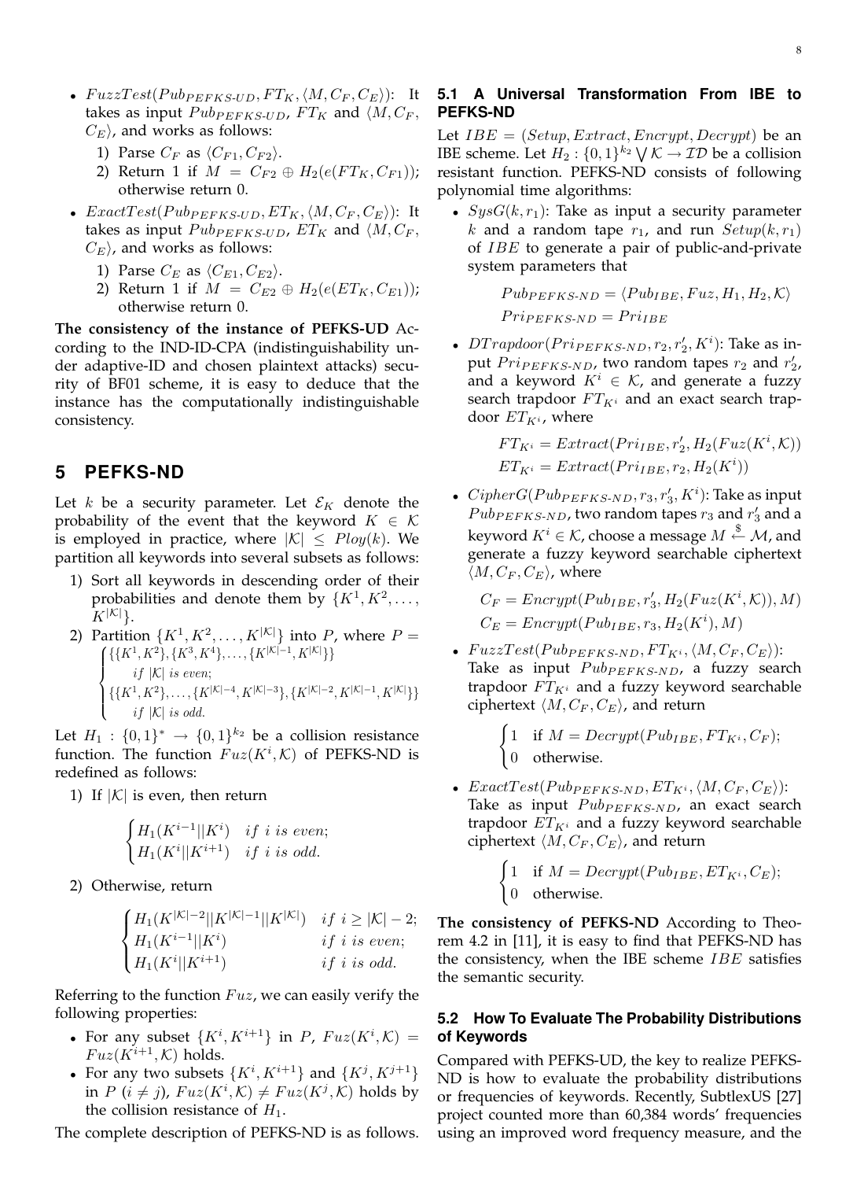- $FuzzTest(Pub_{PEFKS\text{-}UD}, FT_K, \langle M, C_F, C_E\rangle)$: It takes as input $Pub_{PEFKS\text{-}UD}$, $FT_K$ and $\langle M, C_F, C_E\rangle$, and works as follows:
  1) Parse $C_F$ as $\langle C_{F1}, C_{F2}\rangle$.
  2) Return 1 if $M = C_{F2} \oplus H_2(e(FT_K, C_{F1}))$; otherwise return 0.
- $ExactTest(Pub_{PEFKS\text{-}UD}, ET_K, \langle M, C_F, C_E\rangle)$: It takes as input $Pub_{PEFKS\text{-}UD}$, $ET_K$ and $\langle M, C_F, C_E\rangle$, and works as follows:
  1) Parse $C_E$ as $\langle C_{E1}, C_{E2}\rangle$.
  2) Return 1 if $M = C_{E2} \oplus H_2(e(ET_K, C_{E1}))$; otherwise return 0.

**The consistency of the instance of PEFKS-UD** According to the IND-ID-CPA (indistinguishability under adaptive-ID and chosen plaintext attacks) security of BF01 scheme, it is easy to deduce that the instance has the computationally indistinguishable consistency.

## 5 PEFKS-ND

Let $k$ be a security parameter. Let $\mathcal{E}_K$ denote the probability of the event that the keyword $K \in \mathcal{K}$ is employed in practice, where $|\mathcal{K}| \leq Ploy(k)$. We partition all keywords into several subsets as follows:

1) Sort all keywords in descending order of their probabilities and denote them by $\{K^1, K^2, \ldots, K^{|\mathcal{K}|}\}$.
2) Partition $\{K^1, K^2, \ldots, K^{|\mathcal{K}|}\}$ into $P$, where $P = \begin{cases} \{\{K^1, K^2\}, \{K^3, K^4\}, \ldots, \{K^{|\mathcal{K}|-1}, K^{|\mathcal{K}|}\}\} \\ \quad if\ |\mathcal{K}|\ is\ even; \\ \{\{K^1, K^2\}, \ldots, \{K^{|\mathcal{K}|-4}, K^{|\mathcal{K}|-3}\}, \{K^{|\mathcal{K}|-2}, K^{|\mathcal{K}|-1}, K^{|\mathcal{K}|}\}\} \\ \quad if\ |\mathcal{K}|\ is\ odd. \end{cases}$

Let $H_1 : \{0,1\}^* \rightarrow \{0,1\}^{k_2}$ be a collision resistance function. The function $Fuz(K^i, \mathcal{K})$ of PEFKS-ND is redefined as follows:

1) If $|\mathcal{K}|$ is even, then return

$$\begin{cases} H_1(K^{i-1}||K^i) & if\ i\ is\ even; \\ H_1(K^i||K^{i+1}) & if\ i\ is\ odd. \end{cases}$$

2) Otherwise, return

$$\begin{cases} H_1(K^{|\mathcal{K}|-2}||K^{|\mathcal{K}|-1}||K^{|\mathcal{K}|}) & if\ i \geq |\mathcal{K}|-2; \\ H_1(K^{i-1}||K^i) & if\ i\ is\ even; \\ H_1(K^i||K^{i+1}) & if\ i\ is\ odd. \end{cases}$$

Referring to the function $Fuz$, we can easily verify the following properties:

- For any subset $\{K^i, K^{i+1}\}$ in $P$, $Fuz(K^i, \mathcal{K}) = Fuz(K^{i+1}, \mathcal{K})$ holds.
- For any two subsets $\{K^i, K^{i+1}\}$ and $\{K^j, K^{j+1}\}$ in $P$ ($i \neq j$), $Fuz(K^i, \mathcal{K}) \neq Fuz(K^j, \mathcal{K})$ holds by the collision resistance of $H_1$.

The complete description of PEFKS-ND is as follows.

### 5.1 A Universal Transformation From IBE to PEFKS-ND

Let $IBE = (Setup, Extract, Encrypt, Decrypt)$ be an IBE scheme. Let $H_2 : \{0,1\}^{k_2} \bigvee \mathcal{K} \rightarrow \mathcal{ID}$ be a collision resistant function. PEFKS-ND consists of following polynomial time algorithms:

- $SysG(k, r_1)$: Take as input a security parameter $k$ and a random tape $r_1$, and run $Setup(k, r_1)$ of $IBE$ to generate a pair of public-and-private system parameters that

$$Pub_{PEFKS\text{-}ND} = \langle Pub_{IBE}, Fuz, H_1, H_2, \mathcal{K}\rangle$$
$$Pri_{PEFKS\text{-}ND} = Pri_{IBE}$$

- $DTrapdoor(Pri_{PEFKS\text{-}ND}, r_2, r_2', K^i)$: Take as input $Pri_{PEFKS\text{-}ND}$, two random tapes $r_2$ and $r_2'$, and a keyword $K^i \in \mathcal{K}$, and generate a fuzzy search trapdoor $FT_{K^i}$ and an exact search trapdoor $ET_{K^i}$, where

$$FT_{K^i} = Extract(Pri_{IBE}, r_2', H_2(Fuz(K^i, \mathcal{K}))$$
$$ET_{K^i} = Extract(Pri_{IBE}, r_2, H_2(K^i))$$

- $CipherG(Pub_{PEFKS\text{-}ND}, r_3, r_3', K^i)$: Take as input $Pub_{PEFKS\text{-}ND}$, two random tapes $r_3$ and $r_3'$ and a keyword $K^i \in \mathcal{K}$, choose a message $M \xleftarrow{\$} \mathcal{M}$, and generate a fuzzy keyword searchable ciphertext $\langle M, C_F, C_E\rangle$, where

$$C_F = Encrypt(Pub_{IBE}, r_3', H_2(Fuz(K^i, \mathcal{K})), M)$$
$$C_E = Encrypt(Pub_{IBE}, r_3, H_2(K^i), M)$$

- $FuzzTest(Pub_{PEFKS\text{-}ND}, FT_{K^i}, \langle M, C_F, C_E\rangle)$: Take as input $Pub_{PEFKS\text{-}ND}$, a fuzzy search trapdoor $FT_{K^i}$ and a fuzzy keyword searchable ciphertext $\langle M, C_F, C_E\rangle$, and return

$$\begin{cases} 1 & \text{if } M = Decrypt(Pub_{IBE}, FT_{K^i}, C_F); \\ 0 & \text{otherwise.} \end{cases}$$

- $ExactTest(Pub_{PEFKS\text{-}ND}, ET_{K^i}, \langle M, C_F, C_E\rangle)$: Take as input $Pub_{PEFKS\text{-}ND}$, an exact search trapdoor $ET_{K^i}$ and a fuzzy keyword searchable ciphertext $\langle M, C_F, C_E\rangle$, and return

$$\begin{cases} 1 & \text{if } M = Decrypt(Pub_{IBE}, ET_{K^i}, C_E); \\ 0 & \text{otherwise.} \end{cases}$$

**The consistency of PEFKS-ND** According to Theorem 4.2 in [11], it is easy to find that PEFKS-ND has the consistency, when the IBE scheme $IBE$ satisfies the semantic security.

### 5.2 How To Evaluate The Probability Distributions of Keywords

Compared with PEFKS-UD, the key to realize PEFKS-ND is how to evaluate the probability distributions or frequencies of keywords. Recently, SubtlexUS [27] project counted more than 60,384 words' frequencies using an improved word frequency measure, and the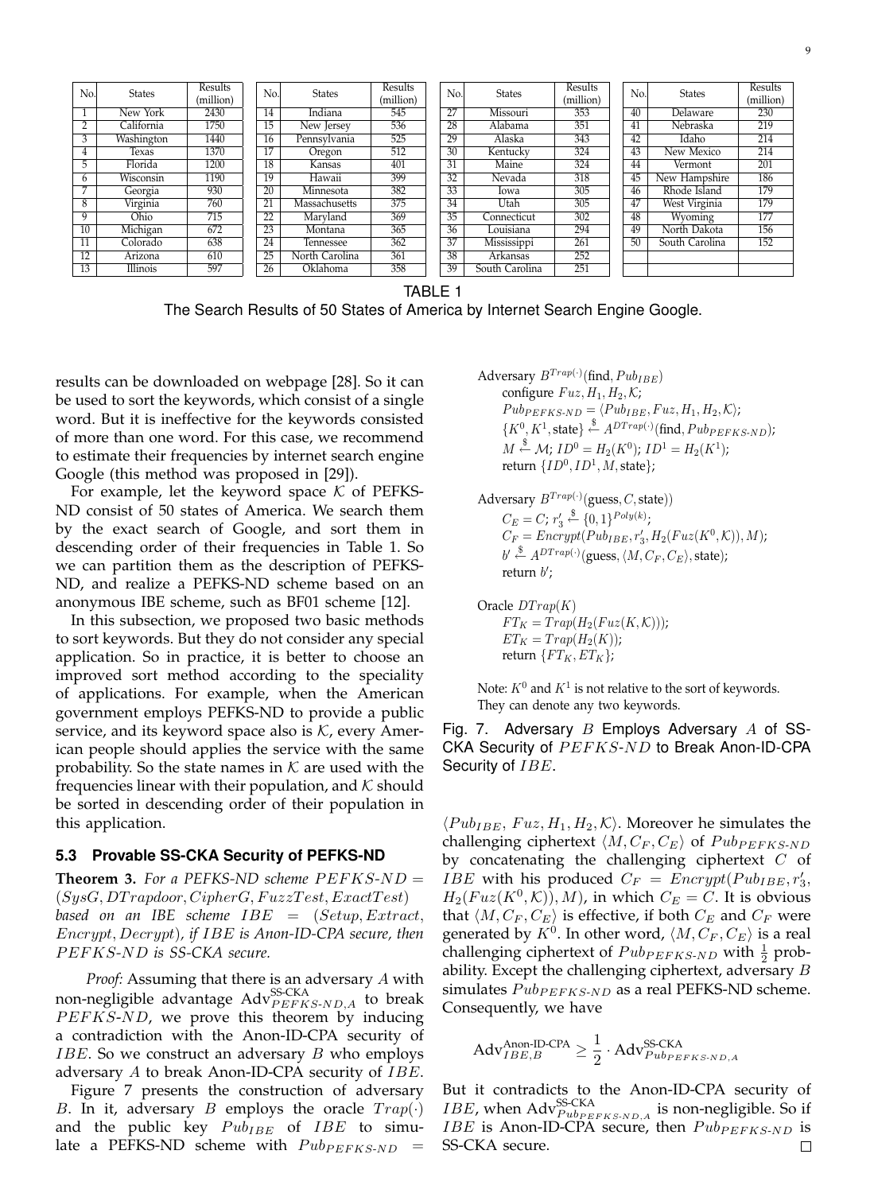| No. | States | Results (million) | No. | States | Results (million) | No. | States | Results (million) | No. | States | Results (million) |
|---|---|---|---|---|---|---|---|---|---|---|---|
| 1 | New York | 2430 | 14 | Indiana | 545 | 27 | Missouri | 353 | 40 | Delaware | 230 |
| 2 | California | 1750 | 15 | New Jersey | 536 | 28 | Alabama | 351 | 41 | Nebraska | 219 |
| 3 | Washington | 1440 | 16 | Pennsylvania | 525 | 29 | Alaska | 343 | 42 | Idaho | 214 |
| 4 | Texas | 1370 | 17 | Oregon | 512 | 30 | Kentucky | 324 | 43 | New Mexico | 214 |
| 5 | Florida | 1200 | 18 | Kansas | 401 | 31 | Maine | 324 | 44 | Vermont | 201 |
| 6 | Wisconsin | 1190 | 19 | Hawaii | 399 | 32 | Nevada | 318 | 45 | New Hampshire | 186 |
| 7 | Georgia | 930 | 20 | Minnesota | 382 | 33 | Iowa | 305 | 46 | Rhode Island | 179 |
| 8 | Virginia | 760 | 21 | Massachusetts | 375 | 34 | Utah | 305 | 47 | West Virginia | 179 |
| 9 | Ohio | 715 | 22 | Maryland | 369 | 35 | Connecticut | 302 | 48 | Wyoming | 177 |
| 10 | Michigan | 672 | 23 | Montana | 365 | 36 | Louisiana | 294 | 49 | North Dakota | 156 |
| 11 | Colorado | 638 | 24 | Tennessee | 362 | 37 | Mississippi | 261 | 50 | South Carolina | 152 |
| 12 | Arizona | 610 | 25 | North Carolina | 361 | 38 | Arkansas | 252 | | | |
| 13 | Illinois | 597 | 26 | Oklahoma | 358 | 39 | South Carolina | 251 | | | |

TABLE 1
The Search Results of 50 States of America by Internet Search Engine Google.

results can be downloaded on webpage [28]. So it can be used to sort the keywords, which consist of a single word. But it is ineffective for the keywords consisted of more than one word. For this case, we recommend to estimate their frequencies by internet search engine Google (this method was proposed in [29]).

For example, let the keyword space $\mathcal{K}$ of PEFKS-ND consist of 50 states of America. We search them by the exact search of Google, and sort them in descending order of their frequencies in Table 1. So we can partition them as the description of PEFKS-ND, and realize a PEFKS-ND scheme based on an anonymous IBE scheme, such as BF01 scheme [12].

In this subsection, we proposed two basic methods to sort keywords. But they do not consider any special application. So in practice, it is better to choose an improved sort method according to the speciality of applications. For example, when the American government employs PEFKS-ND to provide a public service, and its keyword space also is $\mathcal{K}$, every American people should applies the service with the same probability. So the state names in $\mathcal{K}$ are used with the frequencies linear with their population, and $\mathcal{K}$ should be sorted in descending order of their population in this application.

### 5.3 Provable SS-CKA Security of PEFKS-ND

**Theorem 3.** *For a PEFKS-ND scheme $PEFKS\text{-}ND = (SysG, DTrapdoor, CipherG, FuzzTest, ExactTest)$ based on an IBE scheme $IBE = (Setup, Extract, Encrypt, Decrypt)$, if $IBE$ is Anon-ID-CPA secure, then $PEFKS\text{-}ND$ is SS-CKA secure.*

*Proof:* Assuming that there is an adversary $A$ with non-negligible advantage $\mathrm{Adv}^{\text{SS-CKA}}_{PEFKS\text{-}ND,A}$ to break $PEFKS\text{-}ND$, we prove this theorem by inducing a contradiction with the Anon-ID-CPA security of $IBE$. So we construct an adversary $B$ who employs adversary $A$ to break Anon-ID-CPA security of $IBE$.

Figure 7 presents the construction of adversary $B$. In it, adversary $B$ employs the oracle $Trap(\cdot)$ and the public key $Pub_{IBE}$ of $IBE$ to simulate a PEFKS-ND scheme with $Pub_{PEFKS\text{-}ND} = \langle Pub_{IBE}, Fuz, H_1, H_2, \mathcal{K}\rangle$. Moreover he simulates the challenging ciphertext $\langle M, C_F, C_E\rangle$ of $Pub_{PEFKS\text{-}ND}$ by concatenating the challenging ciphertext $C$ of $IBE$ with his produced $C_F = Encrypt(Pub_{IBE}, r_3', H_2(Fuz(K^0, \mathcal{K})), M)$, in which $C_E = C$. It is obvious that $\langle M, C_F, C_E\rangle$ is effective, if both $C_E$ and $C_F$ were generated by $K^0$. In other word, $\langle M, C_F, C_E\rangle$ is a real challenging ciphertext of $Pub_{PEFKS\text{-}ND}$ with $\frac{1}{2}$ probability. Except the challenging ciphertext, adversary $B$ simulates $Pub_{PEFKS\text{-}ND}$ as a real PEFKS-ND scheme. Consequently, we have

$$\mathrm{Adv}^{\text{Anon-ID-CPA}}_{IBE,B} \geq \frac{1}{2} \cdot \mathrm{Adv}^{\text{SS-CKA}}_{Pub_{PEFKS\text{-}ND},A}$$

But it contradicts to the Anon-ID-CPA security of $IBE$, when $\mathrm{Adv}^{\text{SS-CKA}}_{Pub_{PEFKS\text{-}ND},A}$ is non-negligible. So if $IBE$ is Anon-ID-CPA secure, then $Pub_{PEFKS\text{-}ND}$ is SS-CKA secure. □

Adversary $B^{Trap(\cdot)}(\text{find}, Pub_{IBE})$
- configure $Fuz, H_1, H_2, \mathcal{K}$;
- $Pub_{PEFKS\text{-}ND} = \langle Pub_{IBE}, Fuz, H_1, H_2, \mathcal{K}\rangle$;
- $\{K^0, K^1, \text{state}\} \xleftarrow{\$} A^{DTrap(\cdot)}(\text{find}, Pub_{PEFKS\text{-}ND})$;
- $M \xleftarrow{\$} \mathcal{M}$; $ID^0 = H_2(K^0)$; $ID^1 = H_2(K^1)$;
- return $\{ID^0, ID^1, M, \text{state}\}$;

Adversary $B^{Trap(\cdot)}(\text{guess}, C, \text{state}))$
- $C_E = C$; $r_3' \xleftarrow{\$} \{0,1\}^{Poly(k)}$;
- $C_F = Encrypt(Pub_{IBE}, r_3', H_2(Fuz(K^0, \mathcal{K})), M)$;
- $b' \xleftarrow{\$} A^{DTrap(\cdot)}(\text{guess}, \langle M, C_F, C_E\rangle, \text{state})$;
- return $b'$;

Oracle $DTrap(K)$
- $FT_K = Trap(H_2(Fuz(K, \mathcal{K})))$;
- $ET_K = Trap(H_2(K))$;
- return $\{FT_K, ET_K\}$;

Note: $K^0$ and $K^1$ is not relative to the sort of keywords. They can denote any two keywords.

Fig. 7. Adversary $B$ Employs Adversary $A$ of SS-CKA Security of $PEFKS\text{-}ND$ to Break Anon-ID-CPA Security of $IBE$.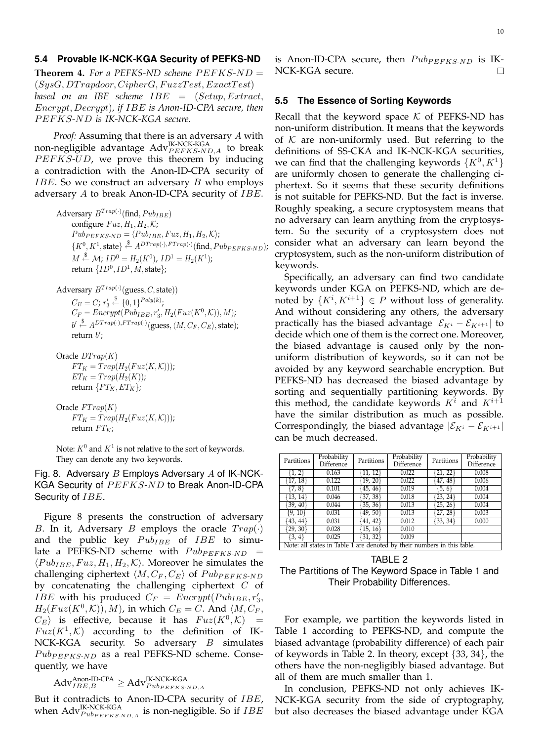### 5.4 Provable IK-NCK-KGA Security of PEFKS-ND

**Theorem 4.** *For a PEFKS-ND scheme $PEFKS\text{-}ND = (SysG, DTrapdoor, CipherG, FuzzTest, ExactTest)$ based on an IBE scheme $IBE = (Setup, Extract, Encrypt, Decrypt)$, if $IBE$ is Anon-ID-CPA secure, then $PEFKS\text{-}ND$ is IK-NCK-KGA secure.*

*Proof:* Assuming that there is an adversary $A$ with non-negligible advantage $\mathrm{Adv}^{\text{IK-NCK-KGA}}_{PEFKS\text{-}ND,A}$ to break $PEFKS\text{-}UD$, we prove this theorem by inducing a contradiction with the Anon-ID-CPA security of $IBE$. So we construct an adversary $B$ who employs adversary $A$ to break Anon-ID-CPA security of $IBE$.

Adversary $B^{Trap(\cdot)}(\text{find}, Pub_{IBE})$
 configure $Fuz, H_1, H_2, \mathcal{K}$;
 $Pub_{PEFKS\text{-}ND} = \langle Pub_{IBE}, Fuz, H_1, H_2, \mathcal{K}\rangle$;
 $\{K^0, K^1, \text{state}\} \xleftarrow{\$} A^{DTrap(\cdot), FTrap(\cdot)}(\text{find}, Pub_{PEFKS\text{-}ND})$;
 $M \xleftarrow{\$} \mathcal{M}$; $ID^0 = H_2(K^0)$, $ID^1 = H_2(K^1)$;
 return $\{ID^0, ID^1, M, \text{state}\}$;

Adversary $B^{Trap(\cdot)}(\text{guess}, C, \text{state}))$
 $C_E = C$; $r_3' \xleftarrow{\$} \{0,1\}^{Poly(k)}$;
 $C_F = Encrypt(Pub_{IBE}, r_3', H_2(Fuz(K^0, \mathcal{K})), M)$;
 $b' \xleftarrow{\$} A^{DTrap(\cdot), FTrap(\cdot)}(\text{guess}, \langle M, C_F, C_E\rangle, \text{state})$;
 return $b'$;

Oracle $DTrap(K)$
 $FT_K = Trap(H_2(Fuz(K, \mathcal{K})))$;
 $ET_K = Trap(H_2(K))$;
 return $\{FT_K, ET_K\}$;

Oracle $FTrap(K)$
 $FT_K = Trap(H_2(Fuz(K, \mathcal{K})))$;
 return $FT_K$;

Note: $K^0$ and $K^1$ is not relative to the sort of keywords. They can denote any two keywords.

Fig. 8. Adversary $B$ Employs Adversary $A$ of IK-NCK-KGA Security of $PEFKS\text{-}ND$ to Break Anon-ID-CPA Security of $IBE$.

Figure 8 presents the construction of adversary $B$. In it, Adversary $B$ employs the oracle $Trap(\cdot)$ and the public key $Pub_{IBE}$ of $IBE$ to simulate a PEFKS-ND scheme with $Pub_{PEFKS\text{-}ND} = \langle Pub_{IBE}, Fuz, H_1, H_2, \mathcal{K}\rangle$. Moreover he simulates the challenging ciphertext $\langle M, C_F, C_E\rangle$ of $Pub_{PEFKS\text{-}ND}$ by concatenating the challenging ciphertext $C$ of $IBE$ with his produced $C_F = Encrypt(Pub_{IBE}, r_3', H_2(Fuz(K^0, \mathcal{K})), M)$, in which $C_E = C$. And $\langle M, C_F, C_E\rangle$ is effective, because it has $Fuz(K^0, \mathcal{K}) = Fuz(K^1, \mathcal{K})$ according to the definition of IK-NCK-KGA security. So adversary $B$ simulates $Pub_{PEFKS\text{-}ND}$ as a real PEFKS-ND scheme. Consequently, we have

$$\mathrm{Adv}^{\text{Anon-ID-CPA}}_{IBE,B} \geq \mathrm{Adv}^{\text{IK-NCK-KGA}}_{Pub_{PEFKS\text{-}ND},A}$$

But it contradicts to Anon-ID-CPA security of $IBE$, when $\mathrm{Adv}^{\text{IK-NCK-KGA}}_{Pub_{PEFKS\text{-}ND},A}$ is non-negligible. So if $IBE$ is Anon-ID-CPA secure, then $Pub_{PEFKS\text{-}ND}$ is IK-NCK-KGA secure. □

### 5.5 The Essence of Sorting Keywords

Recall that the keyword space $\mathcal{K}$ of PEFKS-ND has non-uniform distribution. It means that the keywords of $\mathcal{K}$ are non-uniformly used. But referring to the definitions of SS-CKA and IK-NCK-KGA securities, we can find that the challenging keywords $\{K^0, K^1\}$ are uniformly chosen to generate the challenging ciphertext. So it seems that these security definitions is not suitable for PEFKS-ND. But the fact is inverse. Roughly speaking, a secure cryptosystem means that no adversary can learn anything from the cryptosystem. So the security of a cryptosystem does not consider what an adversary can learn beyond the cryptosystem, such as the non-uniform distribution of keywords.

Specifically, an adversary can find two candidate keywords under KGA on PEFKS-ND, which are denoted by $\{K^i, K^{i+1}\} \in P$ without loss of generality. And without considering any others, the adversary practically has the biased advantage $|\mathcal{E}_{K^i} - \mathcal{E}_{K^{i+1}}|$ to decide which one of them is the correct one. Moreover, the biased advantage is caused only by the non-uniform distribution of keywords, so it can not be avoided by any keyword searchable encryption. But PEFKS-ND has decreased the biased advantage by sorting and sequentially partitioning keywords. By this method, the candidate keywords $K^i$ and $K^{i+1}$ have the similar distribution as much as possible. Correspondingly, the biased advantage $|\mathcal{E}_{K^i} - \mathcal{E}_{K^{i+1}}|$ can be much decreased.

| Partitions | Probability Difference | Partitions | Probability Difference | Partitions | Probability Difference |
|---|---|---|---|---|---|
| {1, 2} | 0.163 | {11, 12} | 0.022 | {21, 22} | 0.008 |
| {17, 18} | 0.122 | {19, 20} | 0.022 | {47, 48} | 0.006 |
| {7, 8} | 0.101 | {45, 46} | 0.019 | {5, 6} | 0.004 |
| {13, 14} | 0.046 | {37, 38} | 0.018 | {23, 24} | 0.004 |
| {39, 40} | 0.044 | {35, 36} | 0.013 | {25, 26} | 0.004 |
| {9, 10} | 0.031 | {49, 50} | 0.013 | {27, 28} | 0.003 |
| {43, 44} | 0.031 | {41, 42} | 0.012 | {33, 34} | 0.000 |
| {29, 30} | 0.028 | {15, 16} | 0.010 | | |
| {3, 4} | 0.025 | {31, 32} | 0.009 | | |

Note: all states in Table 1 are denoted by their numbers in this table.

TABLE 2
The Partitions of The Keyword Space in Table 1 and Their Probability Differences.

For example, we partition the keywords listed in Table 1 according to PEFKS-ND, and compute the biased advantage (probability difference) of each pair of keywords in Table 2. In theory, except {33, 34}, the others have the non-negligibly biased advantage. But all of them are much smaller than 1.

In conclusion, PEFKS-ND not only achieves IK-NCK-KGA security from the side of cryptography, but also decreases the biased advantage under KGA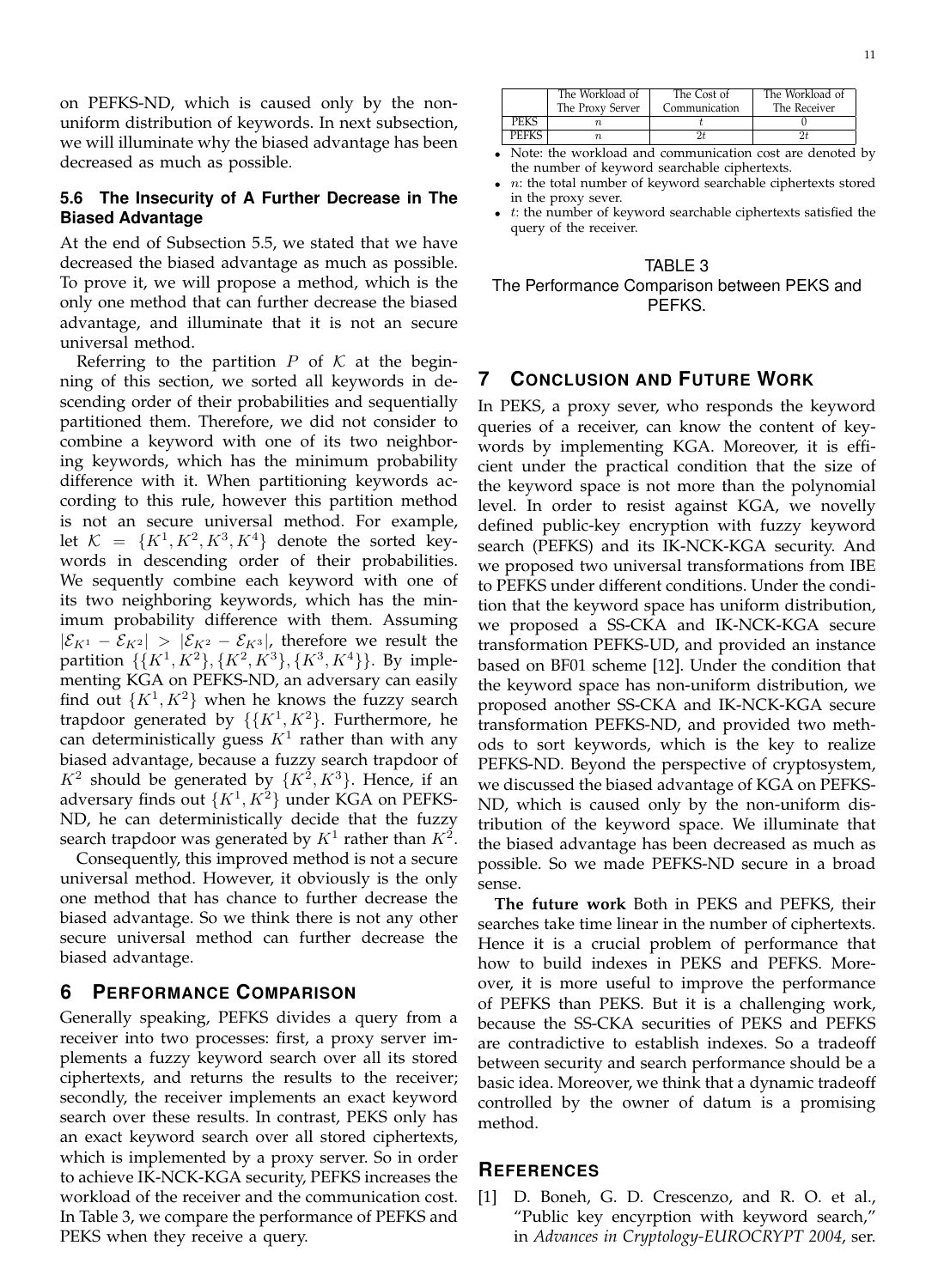on PEFKS-ND, which is caused only by the non-uniform distribution of keywords. In next subsection, we will illuminate why the biased advantage has been decreased as much as possible.

### 5.6 The Insecurity of A Further Decrease in The Biased Advantage

At the end of Subsection 5.5, we stated that we have decreased the biased advantage as much as possible. To prove it, we will propose a method, which is the only one method that can further decrease the biased advantage, and illuminate that it is not an secure universal method.

Referring to the partition $P$ of $\mathcal{K}$ at the beginning of this section, we sorted all keywords in descending order of their probabilities and sequentially partitioned them. Therefore, we did not consider to combine a keyword with one of its two neighboring keywords, which has the minimum probability difference with it. When partitioning keywords according to this rule, however this partition method is not an secure universal method. For example, let $\mathcal{K} = \{K^1, K^2, K^3, K^4\}$ denote the sorted keywords in descending order of their probabilities. We sequently combine each keyword with one of its two neighboring keywords, which has the minimum probability difference with them. Assuming $|\mathcal{E}_{K^1} - \mathcal{E}_{K^2}| > |\mathcal{E}_{K^2} - \mathcal{E}_{K^3}|$, therefore we result the partition $\{\{K^1, K^2\}, \{K^2, K^3\}, \{K^3, K^4\}\}$. By implementing KGA on PEFKS-ND, an adversary can easily find out $\{K^1, K^2\}$ when he knows the fuzzy search trapdoor generated by $\{\{K^1, K^2\}$. Furthermore, he can deterministically guess $K^1$ rather than with any biased advantage, because a fuzzy search trapdoor of $K^2$ should be generated by $\{K^2, K^3\}$. Hence, if an adversary finds out $\{K^1, K^2\}$ under KGA on PEFKS-ND, he can deterministically decide that the fuzzy search trapdoor was generated by $K^1$ rather than $K^2$.

Consequently, this improved method is not a secure universal method. However, it obviously is the only one method that has chance to further decrease the biased advantage. So we think there is not any other secure universal method can further decrease the biased advantage.

## 6 Performance Comparison

Generally speaking, PEFKS divides a query from a receiver into two processes: first, a proxy server implements a fuzzy keyword search over all its stored ciphertexts, and returns the results to the receiver; secondly, the receiver implements an exact keyword search over these results. In contrast, PEKS only has an exact keyword search over all stored ciphertexts, which is implemented by a proxy server. So in order to achieve IK-NCK-KGA security, PEFKS increases the workload of the receiver and the communication cost. In Table 3, we compare the performance of PEFKS and PEKS when they receive a query.

| | The Workload of The Proxy Server | The Cost of Communication | The Workload of The Receiver |
|---|---|---|---|
| PEKS | $n$ | $t$ | $0$ |
| PEFKS | $n$ | $2t$ | $2t$ |

- Note: the workload and communication cost are denoted by the number of keyword searchable ciphertexts.
- $n$: the total number of keyword searchable ciphertexts stored in the proxy sever.
- $t$: the number of keyword searchable ciphertexts satisfied the query of the receiver.

TABLE 3
The Performance Comparison between PEKS and PEFKS.

## 7 Conclusion and Future Work

In PEKS, a proxy sever, who responds the keyword queries of a receiver, can know the content of keywords by implementing KGA. Moreover, it is efficient under the practical condition that the size of the keyword space is not more than the polynomial level. In order to resist against KGA, we novelly defined public-key encryption with fuzzy keyword search (PEFKS) and its IK-NCK-KGA security. And we proposed two universal transformations from IBE to PEFKS under different conditions. Under the condition that the keyword space has uniform distribution, we proposed a SS-CKA and IK-NCK-KGA secure transformation PEFKS-UD, and provided an instance based on BF01 scheme [12]. Under the condition that the keyword space has non-uniform distribution, we proposed another SS-CKA and IK-NCK-KGA secure transformation PEFKS-ND, and provided two methods to sort keywords, which is the key to realize PEFKS-ND. Beyond the perspective of cryptosystem, we discussed the biased advantage of KGA on PEFKS-ND, which is caused only by the non-uniform distribution of the keyword space. We illuminate that the biased advantage has been decreased as much as possible. So we made PEFKS-ND secure in a broad sense.

**The future work** Both in PEKS and PEFKS, their searches take time linear in the number of ciphertexts. Hence it is a crucial problem of performance that how to build indexes in PEKS and PEFKS. Moreover, it is more useful to improve the performance of PEFKS than PEKS. But it is a challenging work, because the SS-CKA securities of PEKS and PEFKS are contradictive to establish indexes. So a tradeoff between security and search performance should be a basic idea. Moreover, we think that a dynamic tradeoff controlled by the owner of datum is a promising method.

## References

[1] D. Boneh, G. D. Crescenzo, and R. O. et al., "Public key encyrption with keyword search," in *Advances in Cryptology-EUROCRYPT 2004*, ser.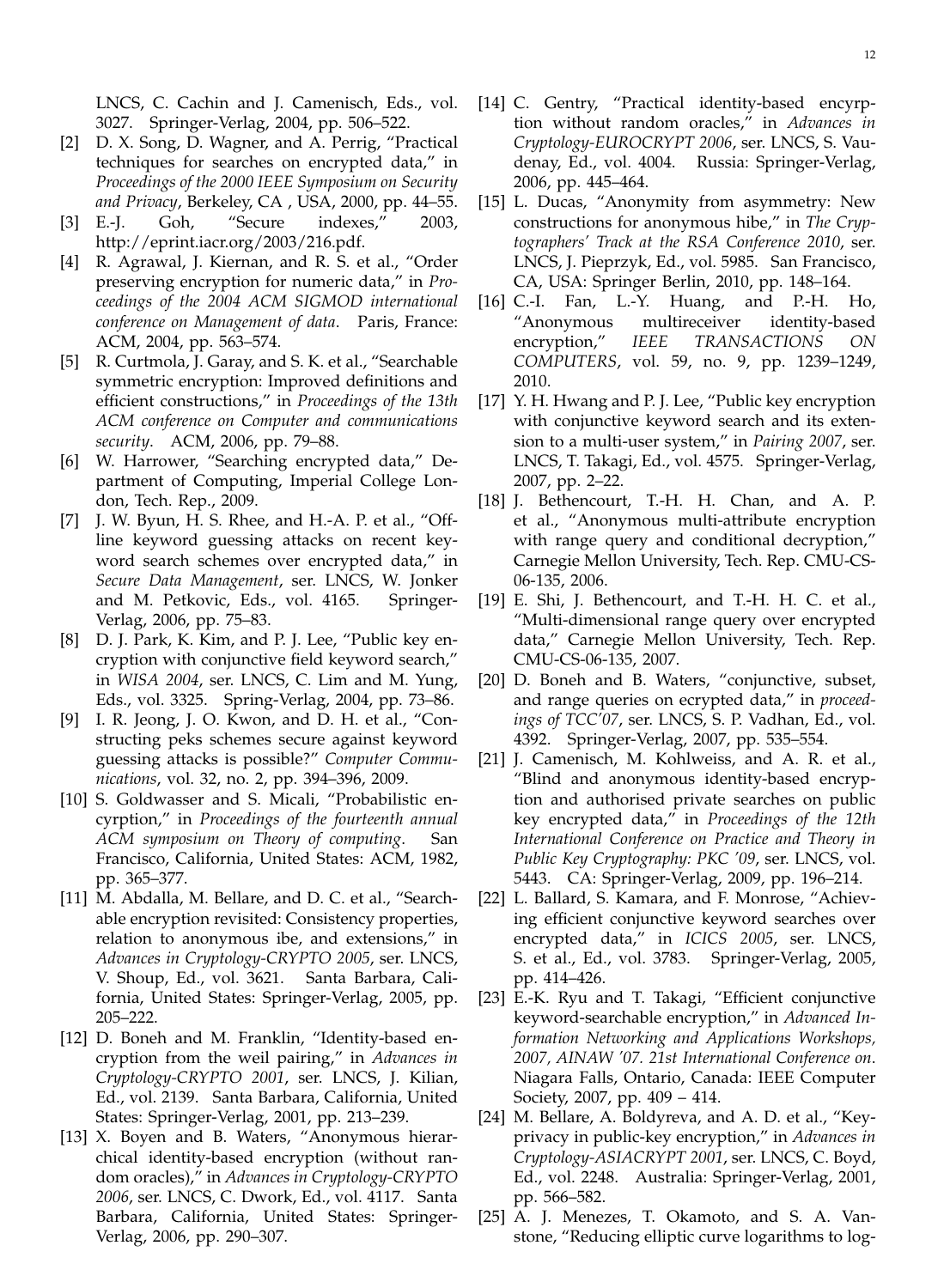LNCS, C. Cachin and J. Camenisch, Eds., vol. 3027. Springer-Verlag, 2004, pp. 506–522.

[2] D. X. Song, D. Wagner, and A. Perrig, "Practical techniques for searches on encrypted data," in *Proceedings of the 2000 IEEE Symposium on Security and Privacy*, Berkeley, CA , USA, 2000, pp. 44–55.

[3] E.-J. Goh, "Secure indexes," 2003, http://eprint.iacr.org/2003/216.pdf.

[4] R. Agrawal, J. Kiernan, and R. S. et al., "Order preserving encryption for numeric data," in *Proceedings of the 2004 ACM SIGMOD international conference on Management of data*. Paris, France: ACM, 2004, pp. 563–574.

[5] R. Curtmola, J. Garay, and S. K. et al., "Searchable symmetric encryption: Improved definitions and efficient constructions," in *Proceedings of the 13th ACM conference on Computer and communications security*. ACM, 2006, pp. 79–88.

[6] W. Harrower, "Searching encrypted data," Department of Computing, Imperial College London, Tech. Rep., 2009.

[7] J. W. Byun, H. S. Rhee, and H.-A. P. et al., "Offline keyword guessing attacks on recent keyword search schemes over encrypted data," in *Secure Data Management*, ser. LNCS, W. Jonker and M. Petkovic, Eds., vol. 4165. Springer-Verlag, 2006, pp. 75–83.

[8] D. J. Park, K. Kim, and P. J. Lee, "Public key encryption with conjunctive field keyword search," in *WISA 2004*, ser. LNCS, C. Lim and M. Yung, Eds., vol. 3325. Spring-Verlag, 2004, pp. 73–86.

[9] I. R. Jeong, J. O. Kwon, and D. H. et al., "Constructing peks schemes secure against keyword guessing attacks is possible?" *Computer Communications*, vol. 32, no. 2, pp. 394–396, 2009.

[10] S. Goldwasser and S. Micali, "Probabilistic encyrption," in *Proceedings of the fourteenth annual ACM symposium on Theory of computing*. San Francisco, California, United States: ACM, 1982, pp. 365–377.

[11] M. Abdalla, M. Bellare, and D. C. et al., "Searchable encryption revisited: Consistency properties, relation to anonymous ibe, and extensions," in *Advances in Cryptology-CRYPTO 2005*, ser. LNCS, V. Shoup, Ed., vol. 3621. Santa Barbara, California, United States: Springer-Verlag, 2005, pp. 205–222.

[12] D. Boneh and M. Franklin, "Identity-based encryption from the weil pairing," in *Advances in Cryptology-CRYPTO 2001*, ser. LNCS, J. Kilian, Ed., vol. 2139. Santa Barbara, California, United States: Springer-Verlag, 2001, pp. 213–239.

[13] X. Boyen and B. Waters, "Anonymous hierarchical identity-based encryption (without random oracles)," in *Advances in Cryptology-CRYPTO 2006*, ser. LNCS, C. Dwork, Ed., vol. 4117. Santa Barbara, California, United States: Springer-Verlag, 2006, pp. 290–307.

[14] C. Gentry, "Practical identity-based encyrption without random oracles," in *Advances in Cryptology-EUROCRYPT 2006*, ser. LNCS, S. Vaudenay, Ed., vol. 4004. Russia: Springer-Verlag, 2006, pp. 445–464.

[15] L. Ducas, "Anonymity from asymmetry: New constructions for anonymous hibe," in *The Cryptographers' Track at the RSA Conference 2010*, ser. LNCS, J. Pieprzyk, Ed., vol. 5985. San Francisco, CA, USA: Springer Berlin, 2010, pp. 148–164.

[16] C.-I. Fan, L.-Y. Huang, and P.-H. Ho, "Anonymous multireceiver identity-based encryption," *IEEE TRANSACTIONS ON COMPUTERS*, vol. 59, no. 9, pp. 1239–1249, 2010.

[17] Y. H. Hwang and P. J. Lee, "Public key encryption with conjunctive keyword search and its extension to a multi-user system," in *Pairing 2007*, ser. LNCS, T. Takagi, Ed., vol. 4575. Springer-Verlag, 2007, pp. 2–22.

[18] J. Bethencourt, T.-H. H. Chan, and A. P. et al., "Anonymous multi-attribute encryption with range query and conditional decryption," Carnegie Mellon University, Tech. Rep. CMU-CS-06-135, 2006.

[19] E. Shi, J. Bethencourt, and T.-H. H. C. et al., "Multi-dimensional range query over encrypted data," Carnegie Mellon University, Tech. Rep. CMU-CS-06-135, 2007.

[20] D. Boneh and B. Waters, "conjunctive, subset, and range queries on ecrypted data," in *proceedings of TCC'07*, ser. LNCS, S. P. Vadhan, Ed., vol. 4392. Springer-Verlag, 2007, pp. 535–554.

[21] J. Camenisch, M. Kohlweiss, and A. R. et al., "Blind and anonymous identity-based encryption and authorised private searches on public key encrypted data," in *Proceedings of the 12th International Conference on Practice and Theory in Public Key Cryptography: PKC '09*, ser. LNCS, vol. 5443. CA: Springer-Verlag, 2009, pp. 196–214.

[22] L. Ballard, S. Kamara, and F. Monrose, "Achieving efficient conjunctive keyword searches over encrypted data," in *ICICS 2005*, ser. LNCS, S. et al., Ed., vol. 3783. Springer-Verlag, 2005, pp. 414–426.

[23] E.-K. Ryu and T. Takagi, "Efficient conjunctive keyword-searchable encryption," in *Advanced Information Networking and Applications Workshops, 2007, AINAW '07. 21st International Conference on*. Niagara Falls, Ontario, Canada: IEEE Computer Society, 2007, pp. 409 – 414.

[24] M. Bellare, A. Boldyreva, and A. D. et al., "Key-privacy in public-key encryption," in *Advances in Cryptology-ASIACRYPT 2001*, ser. LNCS, C. Boyd, Ed., vol. 2248. Australia: Springer-Verlag, 2001, pp. 566–582.

[25] A. J. Menezes, T. Okamoto, and S. A. Vanstone, "Reducing elliptic curve logarithms to log-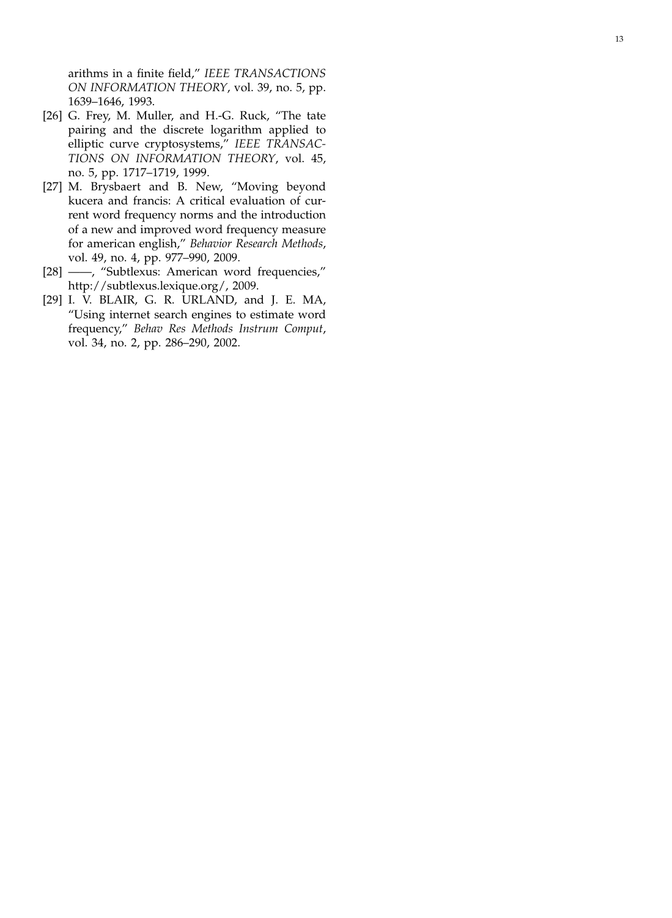arithms in a finite field," *IEEE TRANSACTIONS ON INFORMATION THEORY*, vol. 39, no. 5, pp. 1639–1646, 1993.

[26] G. Frey, M. Muller, and H.-G. Ruck, "The tate pairing and the discrete logarithm applied to elliptic curve cryptosystems," *IEEE TRANSACTIONS ON INFORMATION THEORY*, vol. 45, no. 5, pp. 1717–1719, 1999.

[27] M. Brysbaert and B. New, "Moving beyond kucera and francis: A critical evaluation of current word frequency norms and the introduction of a new and improved word frequency measure for american english," *Behavior Research Methods*, vol. 49, no. 4, pp. 977–990, 2009.

[28] ——, "Subtlexus: American word frequencies," http://subtlexus.lexique.org/, 2009.

[29] I. V. BLAIR, G. R. URLAND, and J. E. MA, "Using internet search engines to estimate word frequency," *Behav Res Methods Instrum Comput*, vol. 34, no. 2, pp. 286–290, 2002.